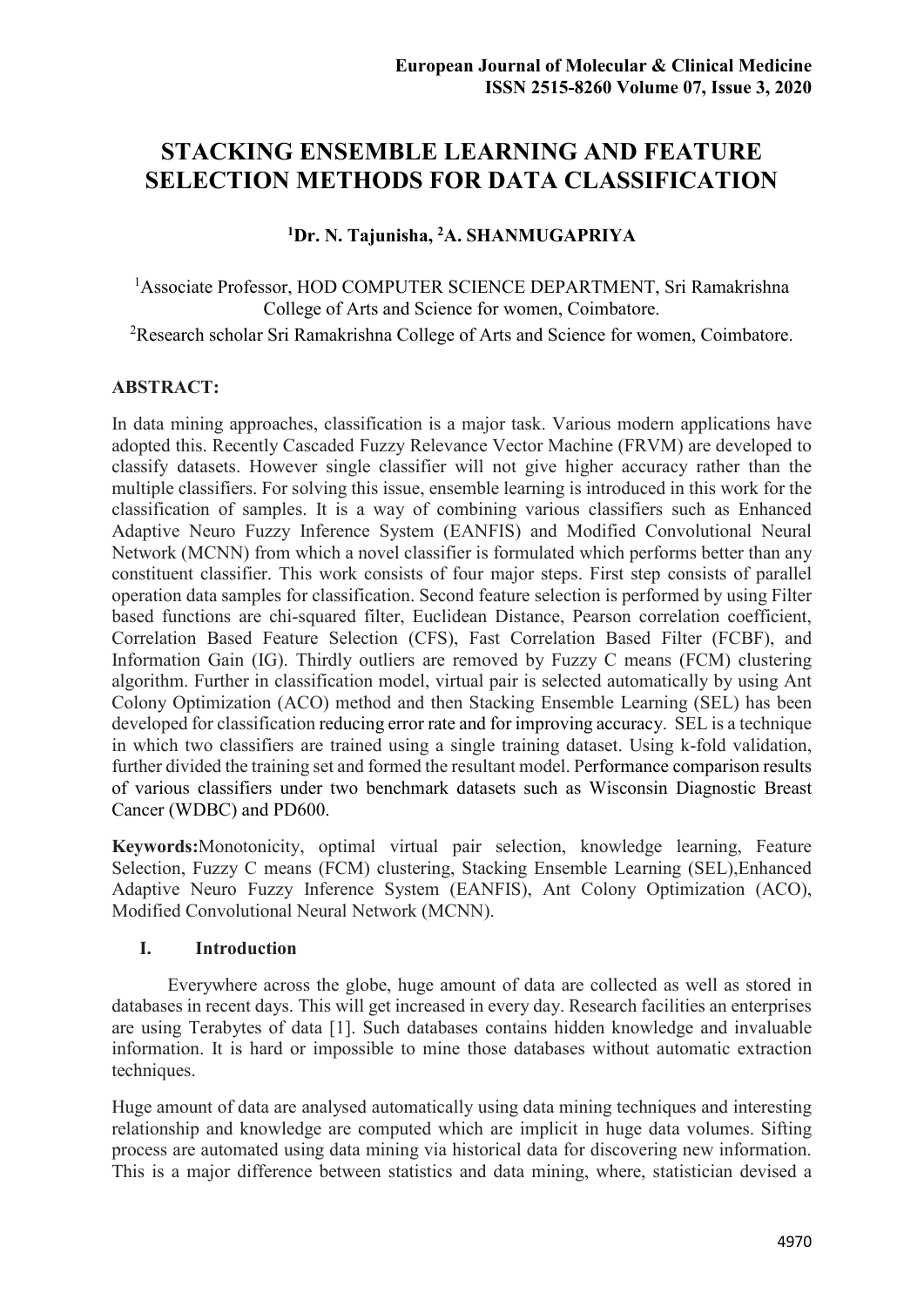# STACKING ENSEMBLE LEARNING AND FEATURE SELECTION METHODS FOR DATA CLASSIFICATION

**[1]Dr. N. Tajunisha, [2]A. SHANMUGAPRIYA**

[1]Associate Professor, HOD COMPUTER SCIENCE DEPARTMENT, Sri Ramakrishna College of Arts and Science for women, Coimbatore.

[2]Research scholar Sri Ramakrishna College of Arts and Science for women, Coimbatore.

**ABSTRACT:**

In data mining approaches, classification is a major task. Various modern applications have adopted this. Recently Cascaded Fuzzy Relevance Vector Machine (FRVM) are developed to classify datasets. However single classifier will not give higher accuracy rather than the multiple classifiers. For solving this issue, ensemble learning is introduced in this work for the classification of samples. It is a way of combining various classifiers such as Enhanced Adaptive Neuro Fuzzy Inference System (EANFIS) and Modified Convolutional Neural Network (MCNN) from which a novel classifier is formulated which performs better than any constituent classifier. This work consists of four major steps. First step consists of parallel operation data samples for classification. Second feature selection is performed by using Filter based functions are chi-squared filter, Euclidean Distance, Pearson correlation coefficient, Correlation Based Feature Selection (CFS), Fast Correlation Based Filter (FCBF), and Information Gain (IG). Thirdly outliers are removed by Fuzzy C means (FCM) clustering algorithm. Further in classification model, virtual pair is selected automatically by using Ant Colony Optimization (ACO) method and then Stacking Ensemble Learning (SEL) has been developed for classification reducing error rate and for improving accuracy. SEL is a technique in which two classifiers are trained using a single training dataset. Using k-fold validation, further divided the training set and formed the resultant model. Performance comparison results of various classifiers under two benchmark datasets such as Wisconsin Diagnostic Breast Cancer (WDBC) and PD600.

**Keywords:**Monotonicity, optimal virtual pair selection, knowledge learning, Feature Selection, Fuzzy C means (FCM) clustering, Stacking Ensemble Learning (SEL),Enhanced Adaptive Neuro Fuzzy Inference System (EANFIS), Ant Colony Optimization (ACO), Modified Convolutional Neural Network (MCNN).

## I. Introduction

Everywhere across the globe, huge amount of data are collected as well as stored in databases in recent days. This will get increased in every day. Research facilities an enterprises are using Terabytes of data [1]. Such databases contains hidden knowledge and invaluable information. It is hard or impossible to mine those databases without automatic extraction techniques.

Huge amount of data are analysed automatically using data mining techniques and interesting relationship and knowledge are computed which are implicit in huge data volumes. Sifting process are automated using data mining via historical data for discovering new information. This is a major difference between statistics and data mining, where, statistician devised a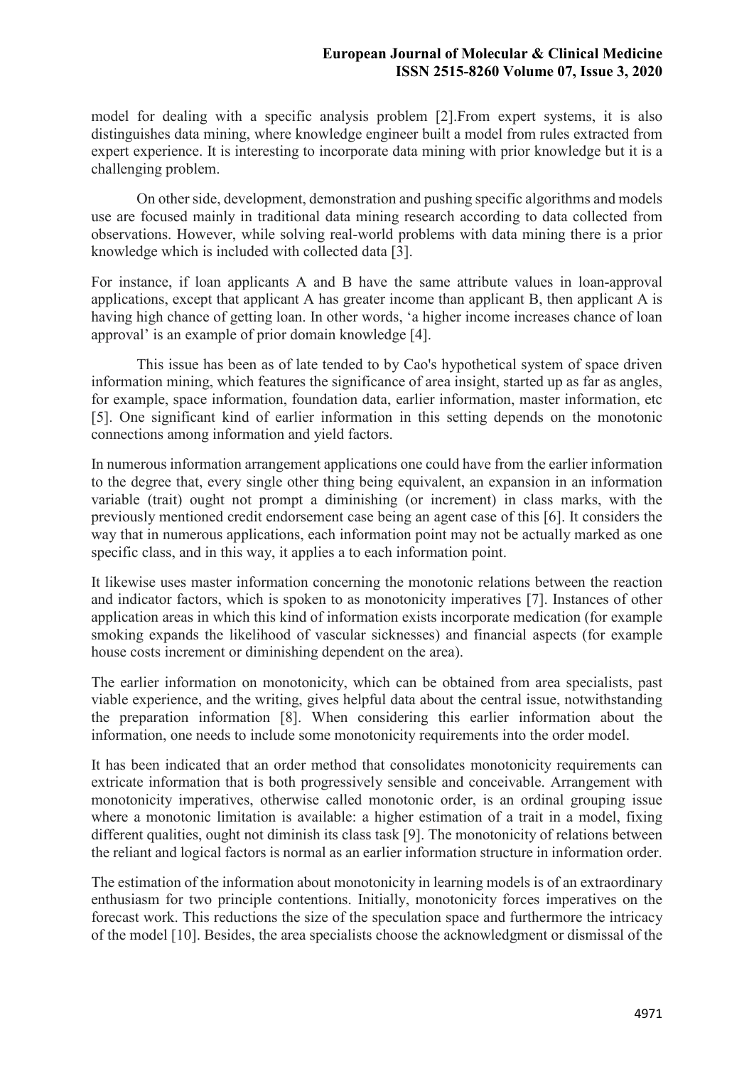model for dealing with a specific analysis problem [2].From expert systems, it is also distinguishes data mining, where knowledge engineer built a model from rules extracted from expert experience. It is interesting to incorporate data mining with prior knowledge but it is a challenging problem.

On other side, development, demonstration and pushing specific algorithms and models use are focused mainly in traditional data mining research according to data collected from observations. However, while solving real-world problems with data mining there is a prior knowledge which is included with collected data [3].

For instance, if loan applicants A and B have the same attribute values in loan-approval applications, except that applicant A has greater income than applicant B, then applicant A is having high chance of getting loan. In other words, 'a higher income increases chance of loan approval' is an example of prior domain knowledge [4].

This issue has been as of late tended to by Cao's hypothetical system of space driven information mining, which features the significance of area insight, started up as far as angles, for example, space information, foundation data, earlier information, master information, etc [5]. One significant kind of earlier information in this setting depends on the monotonic connections among information and yield factors.

In numerous information arrangement applications one could have from the earlier information to the degree that, every single other thing being equivalent, an expansion in an information variable (trait) ought not prompt a diminishing (or increment) in class marks, with the previously mentioned credit endorsement case being an agent case of this [6]. It considers the way that in numerous applications, each information point may not be actually marked as one specific class, and in this way, it applies a to each information point.

It likewise uses master information concerning the monotonic relations between the reaction and indicator factors, which is spoken to as monotonicity imperatives [7]. Instances of other application areas in which this kind of information exists incorporate medication (for example smoking expands the likelihood of vascular sicknesses) and financial aspects (for example house costs increment or diminishing dependent on the area).

The earlier information on monotonicity, which can be obtained from area specialists, past viable experience, and the writing, gives helpful data about the central issue, notwithstanding the preparation information [8]. When considering this earlier information about the information, one needs to include some monotonicity requirements into the order model.

It has been indicated that an order method that consolidates monotonicity requirements can extricate information that is both progressively sensible and conceivable. Arrangement with monotonicity imperatives, otherwise called monotonic order, is an ordinal grouping issue where a monotonic limitation is available: a higher estimation of a trait in a model, fixing different qualities, ought not diminish its class task [9]. The monotonicity of relations between the reliant and logical factors is normal as an earlier information structure in information order.

The estimation of the information about monotonicity in learning models is of an extraordinary enthusiasm for two principle contentions. Initially, monotonicity forces imperatives on the forecast work. This reductions the size of the speculation space and furthermore the intricacy of the model [10]. Besides, the area specialists choose the acknowledgment or dismissal of the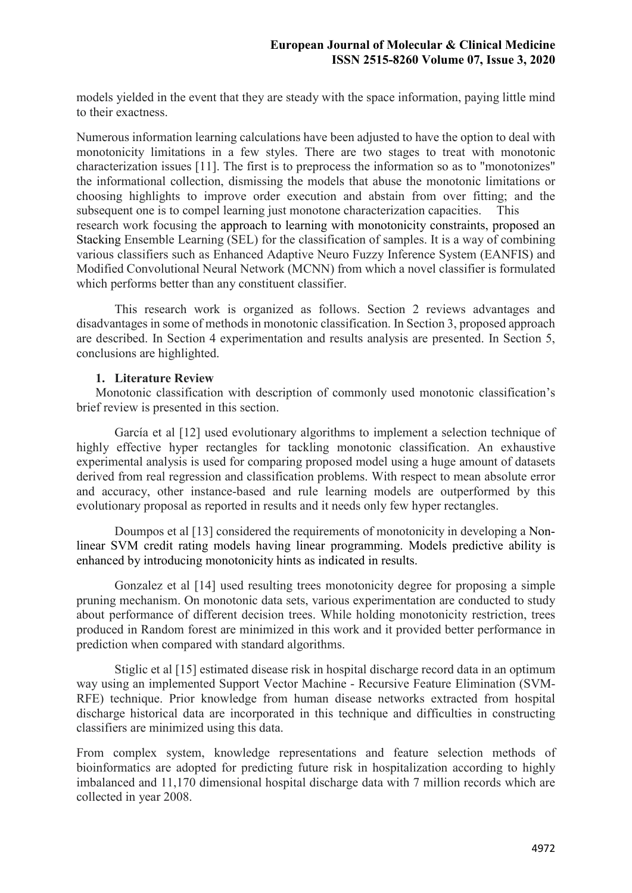models yielded in the event that they are steady with the space information, paying little mind to their exactness.

Numerous information learning calculations have been adjusted to have the option to deal with monotonicity limitations in a few styles. There are two stages to treat with monotonic characterization issues [11]. The first is to preprocess the information so as to "monotonizes" the informational collection, dismissing the models that abuse the monotonic limitations or choosing highlights to improve order execution and abstain from over fitting; and the subsequent one is to compel learning just monotone characterization capacities. This research work focusing the approach to learning with monotonicity constraints, proposed an Stacking Ensemble Learning (SEL) for the classification of samples. It is a way of combining various classifiers such as Enhanced Adaptive Neuro Fuzzy Inference System (EANFIS) and Modified Convolutional Neural Network (MCNN) from which a novel classifier is formulated which performs better than any constituent classifier.

This research work is organized as follows. Section 2 reviews advantages and disadvantages in some of methods in monotonic classification. In Section 3, proposed approach are described. In Section 4 experimentation and results analysis are presented. In Section 5, conclusions are highlighted.

## 1. Literature Review

Monotonic classification with description of commonly used monotonic classification's brief review is presented in this section.

García et al [12] used evolutionary algorithms to implement a selection technique of highly effective hyper rectangles for tackling monotonic classification. An exhaustive experimental analysis is used for comparing proposed model using a huge amount of datasets derived from real regression and classification problems. With respect to mean absolute error and accuracy, other instance-based and rule learning models are outperformed by this evolutionary proposal as reported in results and it needs only few hyper rectangles.

Doumpos et al [13] considered the requirements of monotonicity in developing a Non-linear SVM credit rating models having linear programming. Models predictive ability is enhanced by introducing monotonicity hints as indicated in results.

Gonzalez et al [14] used resulting trees monotonicity degree for proposing a simple pruning mechanism. On monotonic data sets, various experimentation are conducted to study about performance of different decision trees. While holding monotonicity restriction, trees produced in Random forest are minimized in this work and it provided better performance in prediction when compared with standard algorithms.

Stiglic et al [15] estimated disease risk in hospital discharge record data in an optimum way using an implemented Support Vector Machine - Recursive Feature Elimination (SVM-RFE) technique. Prior knowledge from human disease networks extracted from hospital discharge historical data are incorporated in this technique and difficulties in constructing classifiers are minimized using this data.

From complex system, knowledge representations and feature selection methods of bioinformatics are adopted for predicting future risk in hospitalization according to highly imbalanced and 11,170 dimensional hospital discharge data with 7 million records which are collected in year 2008.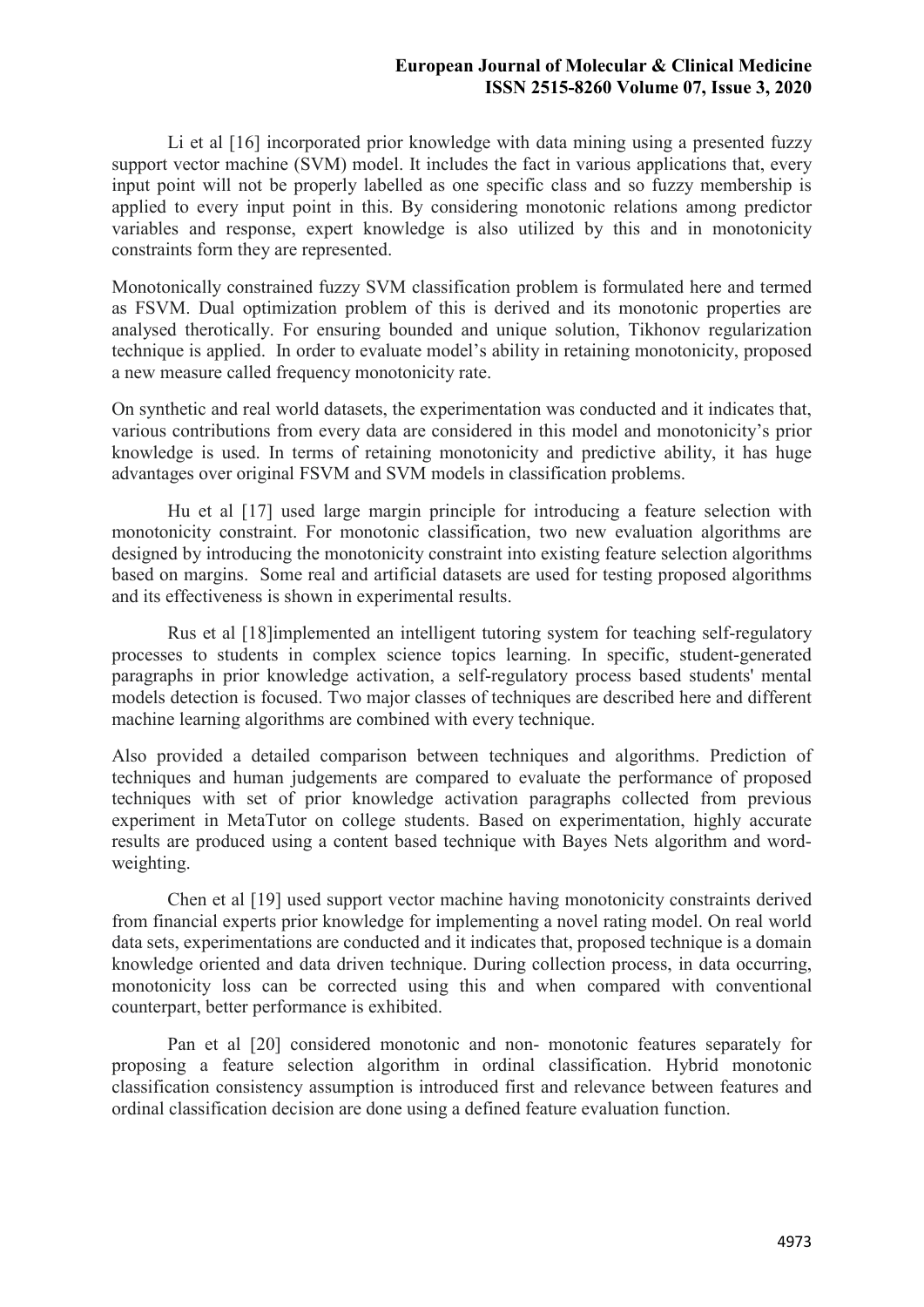Li et al [16] incorporated prior knowledge with data mining using a presented fuzzy support vector machine (SVM) model. It includes the fact in various applications that, every input point will not be properly labelled as one specific class and so fuzzy membership is applied to every input point in this. By considering monotonic relations among predictor variables and response, expert knowledge is also utilized by this and in monotonicity constraints form they are represented.

Monotonically constrained fuzzy SVM classification problem is formulated here and termed as FSVM. Dual optimization problem of this is derived and its monotonic properties are analysed therotically. For ensuring bounded and unique solution, Tikhonov regularization technique is applied. In order to evaluate model's ability in retaining monotonicity, proposed a new measure called frequency monotonicity rate.

On synthetic and real world datasets, the experimentation was conducted and it indicates that, various contributions from every data are considered in this model and monotonicity's prior knowledge is used. In terms of retaining monotonicity and predictive ability, it has huge advantages over original FSVM and SVM models in classification problems.

Hu et al [17] used large margin principle for introducing a feature selection with monotonicity constraint. For monotonic classification, two new evaluation algorithms are designed by introducing the monotonicity constraint into existing feature selection algorithms based on margins. Some real and artificial datasets are used for testing proposed algorithms and its effectiveness is shown in experimental results.

Rus et al [18]implemented an intelligent tutoring system for teaching self-regulatory processes to students in complex science topics learning. In specific, student-generated paragraphs in prior knowledge activation, a self-regulatory process based students' mental models detection is focused. Two major classes of techniques are described here and different machine learning algorithms are combined with every technique.

Also provided a detailed comparison between techniques and algorithms. Prediction of techniques and human judgements are compared to evaluate the performance of proposed techniques with set of prior knowledge activation paragraphs collected from previous experiment in MetaTutor on college students. Based on experimentation, highly accurate results are produced using a content based technique with Bayes Nets algorithm and word-weighting.

Chen et al [19] used support vector machine having monotonicity constraints derived from financial experts prior knowledge for implementing a novel rating model. On real world data sets, experimentations are conducted and it indicates that, proposed technique is a domain knowledge oriented and data driven technique. During collection process, in data occurring, monotonicity loss can be corrected using this and when compared with conventional counterpart, better performance is exhibited.

Pan et al [20] considered monotonic and non- monotonic features separately for proposing a feature selection algorithm in ordinal classification. Hybrid monotonic classification consistency assumption is introduced first and relevance between features and ordinal classification decision are done using a defined feature evaluation function.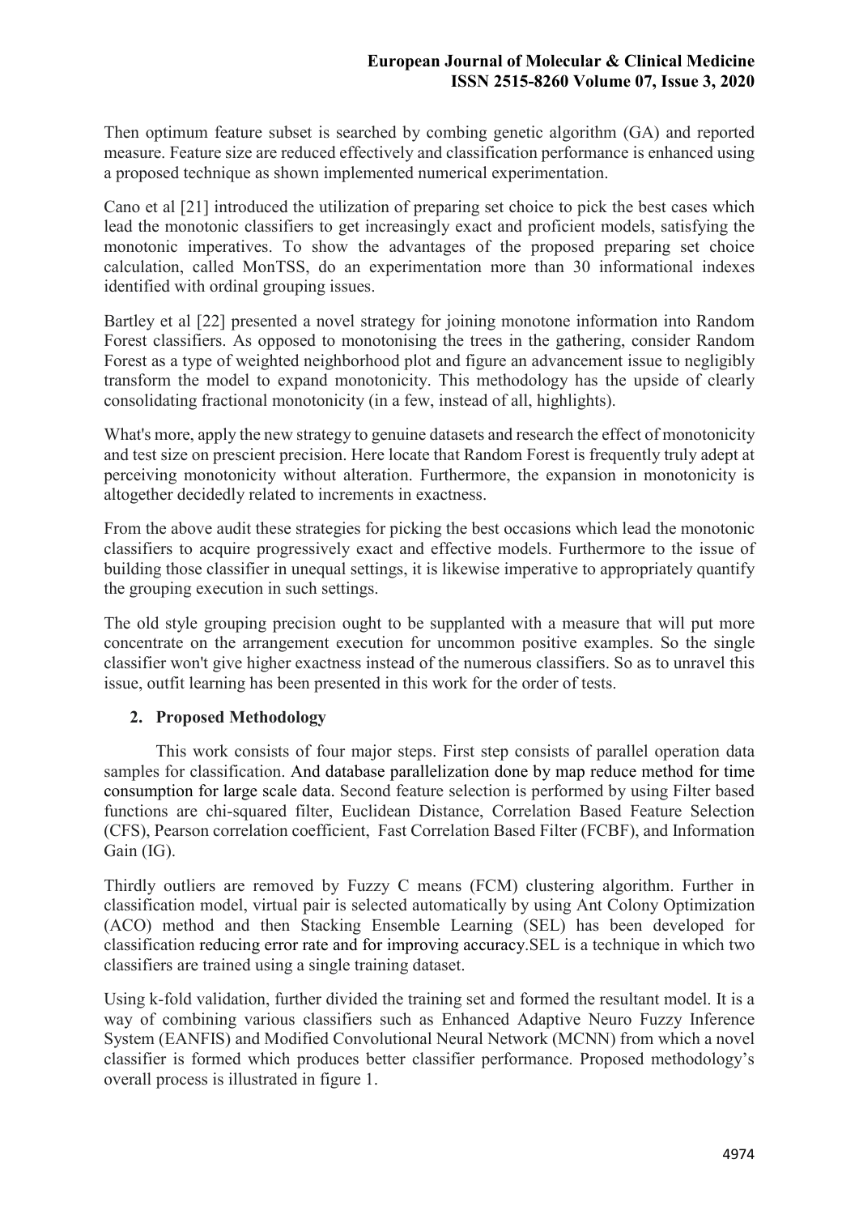Then optimum feature subset is searched by combing genetic algorithm (GA) and reported measure. Feature size are reduced effectively and classification performance is enhanced using a proposed technique as shown implemented numerical experimentation.

Cano et al [21] introduced the utilization of preparing set choice to pick the best cases which lead the monotonic classifiers to get increasingly exact and proficient models, satisfying the monotonic imperatives. To show the advantages of the proposed preparing set choice calculation, called MonTSS, do an experimentation more than 30 informational indexes identified with ordinal grouping issues.

Bartley et al [22] presented a novel strategy for joining monotone information into Random Forest classifiers. As opposed to monotonising the trees in the gathering, consider Random Forest as a type of weighted neighborhood plot and figure an advancement issue to negligibly transform the model to expand monotonicity. This methodology has the upside of clearly consolidating fractional monotonicity (in a few, instead of all, highlights).

What's more, apply the new strategy to genuine datasets and research the effect of monotonicity and test size on prescient precision. Here locate that Random Forest is frequently truly adept at perceiving monotonicity without alteration. Furthermore, the expansion in monotonicity is altogether decidedly related to increments in exactness.

From the above audit these strategies for picking the best occasions which lead the monotonic classifiers to acquire progressively exact and effective models. Furthermore to the issue of building those classifier in unequal settings, it is likewise imperative to appropriately quantify the grouping execution in such settings.

The old style grouping precision ought to be supplanted with a measure that will put more concentrate on the arrangement execution for uncommon positive examples. So the single classifier won't give higher exactness instead of the numerous classifiers. So as to unravel this issue, outfit learning has been presented in this work for the order of tests.

## 2. Proposed Methodology

This work consists of four major steps. First step consists of parallel operation data samples for classification. And database parallelization done by map reduce method for time consumption for large scale data. Second feature selection is performed by using Filter based functions are chi-squared filter, Euclidean Distance, Correlation Based Feature Selection (CFS), Pearson correlation coefficient, Fast Correlation Based Filter (FCBF), and Information Gain (IG).

Thirdly outliers are removed by Fuzzy C means (FCM) clustering algorithm. Further in classification model, virtual pair is selected automatically by using Ant Colony Optimization (ACO) method and then Stacking Ensemble Learning (SEL) has been developed for classification reducing error rate and for improving accuracy.SEL is a technique in which two classifiers are trained using a single training dataset.

Using k-fold validation, further divided the training set and formed the resultant model. It is a way of combining various classifiers such as Enhanced Adaptive Neuro Fuzzy Inference System (EANFIS) and Modified Convolutional Neural Network (MCNN) from which a novel classifier is formed which produces better classifier performance. Proposed methodology's overall process is illustrated in figure 1.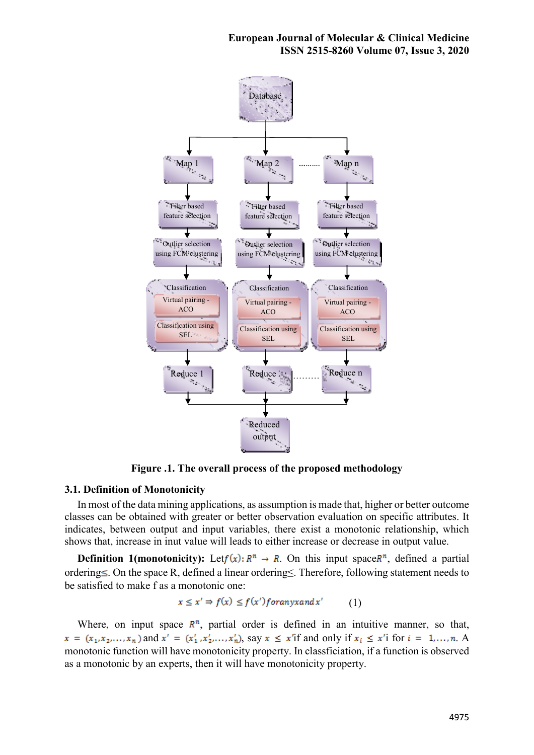Figure .1. The overall process of the proposed methodology

### 3.1. Definition of Monotonicity

In most of the data mining applications, as assumption is made that, higher or better outcome classes can be obtained with greater or better observation evaluation on specific attributes. It indicates, between output and input variables, there exist a monotonic relationship, which shows that, increase in inut value will leads to either increase or decrease in output value.

**Definition 1(monotonicity):** Let$f(x): R^n \rightarrow R$. On this input space$R^n$, defined a partial ordering$\leq$. On the space R, defined a linear ordering$\leq$. Therefore, following statement needs to be satisfied to make f as a monotonic one:

$$x \leq x' \Rightarrow f(x) \leq f(x') for any x and x' \qquad (1)$$

Where, on input space $R^n$, partial order is defined in an intuitive manner, so that, $x = (x_1, x_2, \ldots, x_n)$ and $x' = (x'_1, x'_2, \ldots, x'_n)$, say $x \leq x'$if and only if $x_i \leq x'$i for $i = 1, \ldots, n$. A monotonic function will have monotonicity property. In classficiation, if a function is observed as a monotonic by an experts, then it will have monotonicity property.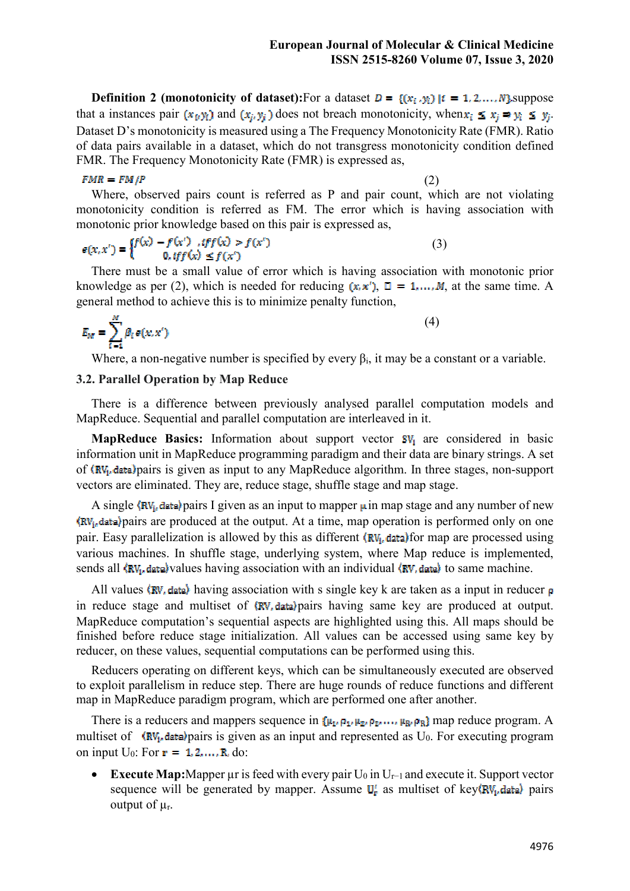**Definition 2 (monotonicity of dataset):**For a dataset $D = \{(x_i, y_i) | i = 1, 2, \dots, N\}$,suppose that a instances pair $(x_i, y_i)$ and $(x_j, y_j)$ does not breach monotonicity, when$x_i \leq x_j \Rightarrow y_i \leq y_j$. Dataset D's monotonicity is measured using a The Frequency Monotonicity Rate (FMR). Ratio of data pairs available in a dataset, which do not transgress monotonicity condition defined FMR. The Frequency Monotonicity Rate (FMR) is expressed as,

$$FMR = FM/P \tag{2}$$

Where, observed pairs count is referred as P and pair count, which are not violating monotonicity condition is referred as FM. The error which is having association with monotonic prior knowledge based on this pair is expressed as,

$$e(x, x') = \begin{cases} f(x) - f(x') & , iff(x) > f(x') \\ 0, iff(x) \leq f(x') \end{cases} \tag{3}$$

There must be a small value of error which is having association with monotonic prior knowledge as per (2), which is needed for reducing $(x, x')$, $\square = 1, \dots, M$, at the same time. A general method to achieve this is to minimize penalty function,

$$E_M = \sum_{i=1}^{M} \beta_i e(x, x') \tag{4}$$

Where, a non-negative number is specified by every $\beta_i$, it may be a constant or a variable.

### 3.2. Parallel Operation by Map Reduce

There is a difference between previously analysed parallel computation models and MapReduce. Sequential and parallel computation are interleaved in it.

**MapReduce Basics:** Information about support vector $SV_i$ are considered in basic information unit in MapReduce programming paradigm and their data are binary strings. A set of $\langle RV_i, data\rangle$pairs is given as input to any MapReduce algorithm. In three stages, non-support vectors are eliminated. They are, reduce stage, shuffle stage and map stage.

A single $\langle RV_i, data\rangle$pairs I given as an input to mapper $\mu$ in map stage and any number of new $\langle RV_i, data\rangle$pairs are produced at the output. At a time, map operation is performed only on one pair. Easy parallelization is allowed by this as different $\langle RV_i, data\rangle$for map are processed using various machines. In shuffle stage, underlying system, where Map reduce is implemented, sends all $\langle RV_i, data\rangle$values having association with an individual $\langle RV, data\rangle$ to same machine.

All values $\langle RV, data\rangle$ having association with s single key k are taken as a input in reducer $\rho$ in reduce stage and multiset of $\langle RV, data\rangle$pairs having same key are produced at output. MapReduce computation's sequential aspects are highlighted using this. All maps should be finished before reduce stage initialization. All values can be accessed using same key by reducer, on these values, sequential computations can be performed using this.

Reducers operating on different keys, which can be simultaneously executed are observed to exploit parallelism in reduce step. There are huge rounds of reduce functions and different map in MapReduce paradigm program, which are performed one after another.

There is a reducers and mappers sequence in $\{\mu_1, \rho_1, \mu_2, \rho_2, \dots, \mu_R, \rho_R\}$ map reduce program. A multiset of $\langle RV_i, data\rangle$pairs is given as an input and represented as $U_0$. For executing program on input $U_0$: For $r = 1, 2, \dots, R$, do:

- **Execute Map:**Mapper $\mu r$ is feed with every pair $U_0$ in $U_{r-1}$ and execute it. Support vector sequence will be generated by mapper. Assume $U_r'$ as multiset of key$\langle RV_i, data\rangle$ pairs output of $\mu_r$.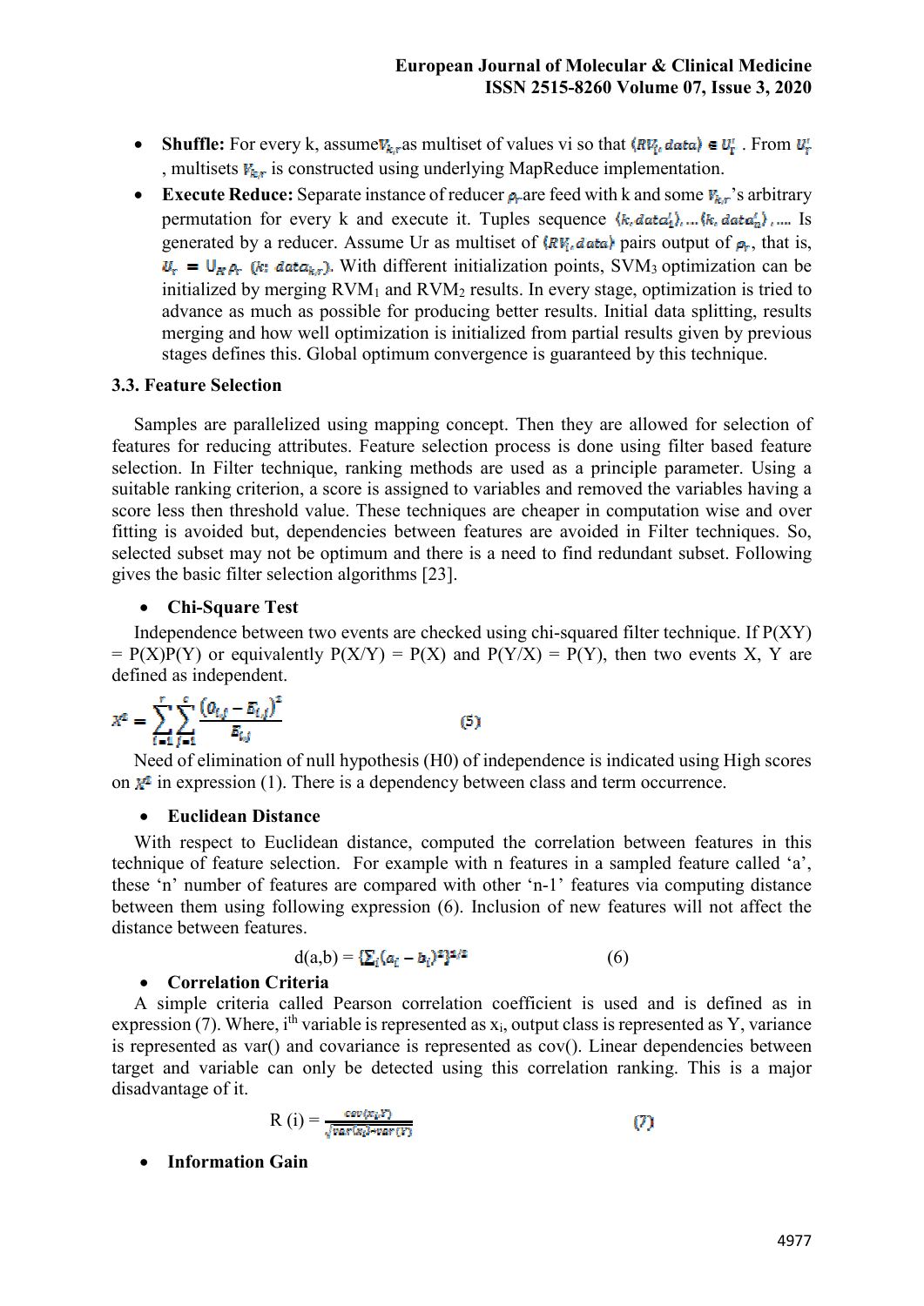- **Shuffle:** For every k, assume $V_{k,r}$ as multiset of values vi so that $(RV_i, data) \in U_r^i$ . From $U_r^i$ , multisets $V_{k,r}$ is constructed using underlying MapReduce implementation.
- **Execute Reduce:** Separate instance of reducer $\rho_r$ are feed with k and some $V_{k,r}$'s arbitrary permutation for every k and execute it. Tuples sequence $\langle k, data_1^i \rangle, \ldots \langle k, data_n^i \rangle, \ldots$ Is generated by a reducer. Assume Ur as multiset of $(RV_i, data)$ pairs output of $\rho_r$, that is, $U_r = \cup_K \rho_r \ (k; \ data_{k,r})$. With different initialization points, SVM3 optimization can be initialized by merging RVM1 and RVM2 results. In every stage, optimization is tried to advance as much as possible for producing better results. Initial data splitting, results merging and how well optimization is initialized from partial results given by previous stages defines this. Global optimum convergence is guaranteed by this technique.

### 3.3. Feature Selection

Samples are parallelized using mapping concept. Then they are allowed for selection of features for reducing attributes. Feature selection process is done using filter based feature selection. In Filter technique, ranking methods are used as a principle parameter. Using a suitable ranking criterion, a score is assigned to variables and removed the variables having a score less then threshold value. These techniques are cheaper in computation wise and over fitting is avoided but, dependencies between features are avoided in Filter techniques. So, selected subset may not be optimum and there is a need to find redundant subset. Following gives the basic filter selection algorithms [23].

- **Chi-Square Test**

Independence between two events are checked using chi-squared filter technique. If P(XY) = P(X)P(Y) or equivalently P(X/Y) = P(X) and P(Y/X) = P(Y), then two events X, Y are defined as independent.

$$X^2 = \sum_{i=1}^{r} \sum_{j=1}^{c} \frac{(O_{i,j} - E_{i,j})^2}{E_{i,j}} \qquad (5)$$

Need of elimination of null hypothesis (H0) of independence is indicated using High scores on $X^2$ in expression (1). There is a dependency between class and term occurrence.

- **Euclidean Distance**

With respect to Euclidean distance, computed the correlation between features in this technique of feature selection. For example with n features in a sampled feature called 'a', these 'n' number of features are compared with other 'n-1' features via computing distance between them using following expression (6). Inclusion of new features will not affect the distance between features.

$$d(a,b) = \{\sum_i (a_i - b_i)^2\}^{1/2} \qquad (6)$$

- **Correlation Criteria**

A simple criteria called Pearson correlation coefficient is used and is defined as in expression (7). Where, i^th variable is represented as $x_i$, output class is represented as Y, variance is represented as var() and covariance is represented as cov(). Linear dependencies between target and variable can only be detected using this correlation ranking. This is a major disadvantage of it.

$$R(i) = \frac{cov(x_i, Y)}{\sqrt{var(x_i) * var(Y)}} \qquad (7)$$

- **Information Gain**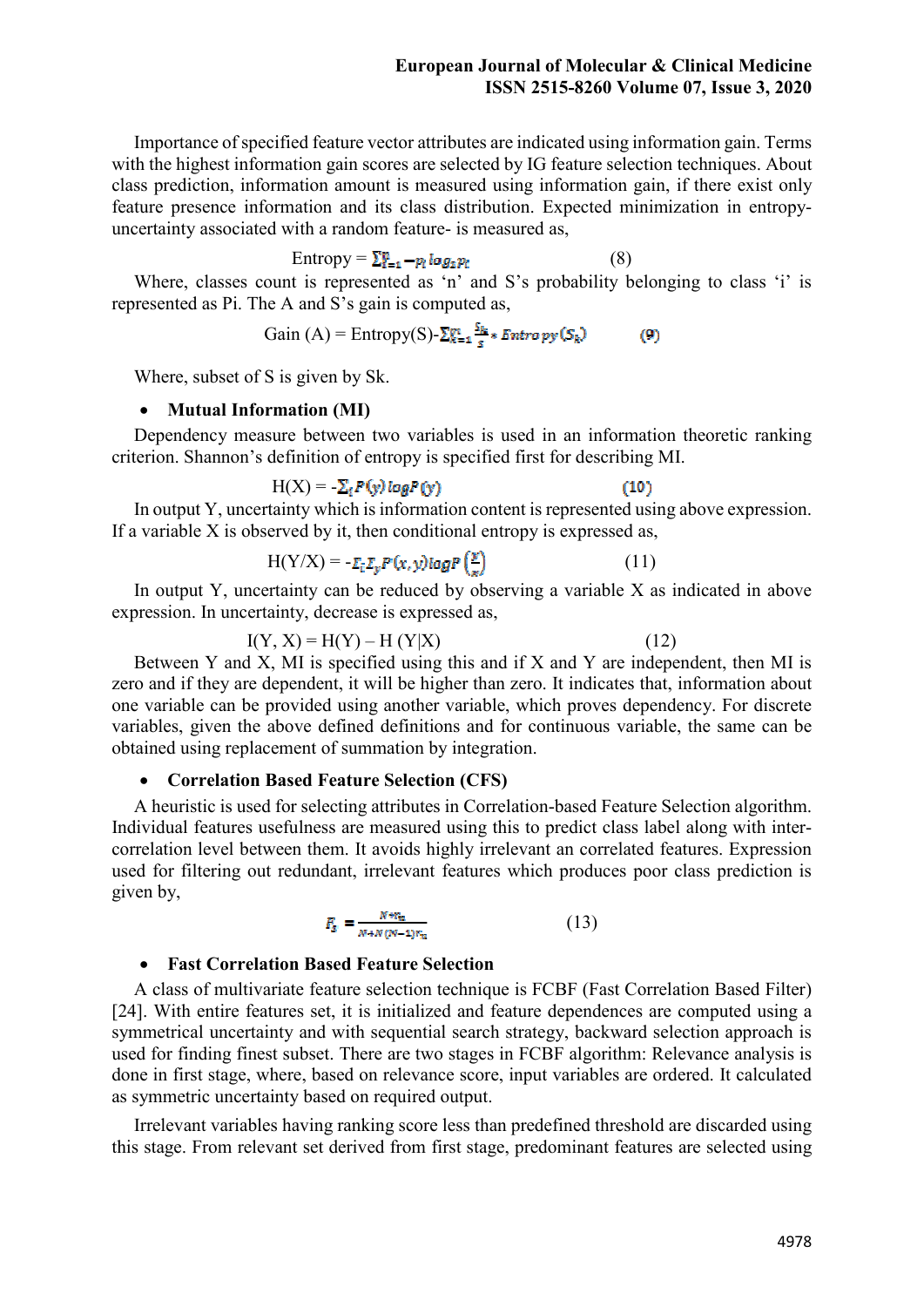Importance of specified feature vector attributes are indicated using information gain. Terms with the highest information gain scores are selected by IG feature selection techniques. About class prediction, information amount is measured using information gain, if there exist only feature presence information and its class distribution. Expected minimization in entropy-uncertainty associated with a random feature- is measured as,

$$\text{Entropy} = \sum_{i=1}^{n} -p_i \log_2 p_i \qquad (8)$$

Where, classes count is represented as 'n' and S's probability belonging to class 'i' is represented as Pi. The A and S's gain is computed as,

$$\text{Gain}(A) = \text{Entropy}(S) - \sum_{k=1}^{n} \frac{S_k}{s} * \text{Entropy}(S_k) \qquad (9)$$

Where, subset of S is given by Sk.

- **Mutual Information (MI)**

Dependency measure between two variables is used in an information theoretic ranking criterion. Shannon's definition of entropy is specified first for describing MI.

$$H(X) = -\sum_{i} P(y) \log P(y) \qquad (10)$$

In output Y, uncertainty which is information content is represented using above expression. If a variable X is observed by it, then conditional entropy is expressed as,

$$H(Y/X) = -\Sigma_i \Sigma_y P(x, y) \log P\left(\frac{y}{x}\right) \qquad (11)$$

In output Y, uncertainty can be reduced by observing a variable X as indicated in above expression. In uncertainty, decrease is expressed as,

$$I(Y, X) = H(Y) - H(Y|X) \qquad (12)$$

Between Y and X, MI is specified using this and if X and Y are independent, then MI is zero and if they are dependent, it will be higher than zero. It indicates that, information about one variable can be provided using another variable, which proves dependency. For discrete variables, given the above defined definitions and for continuous variable, the same can be obtained using replacement of summation by integration.

- **Correlation Based Feature Selection (CFS)**

A heuristic is used for selecting attributes in Correlation-based Feature Selection algorithm. Individual features usefulness are measured using this to predict class label along with inter-correlation level between them. It avoids highly irrelevant an correlated features. Expression used for filtering out redundant, irrelevant features which produces poor class prediction is given by,

$$F_s = \frac{N * r_{ci}}{N + N(N-1) r_{ii}} \qquad (13)$$

- **Fast Correlation Based Feature Selection**

A class of multivariate feature selection technique is FCBF (Fast Correlation Based Filter) [24]. With entire features set, it is initialized and feature dependences are computed using a symmetrical uncertainty and with sequential search strategy, backward selection approach is used for finding finest subset. There are two stages in FCBF algorithm: Relevance analysis is done in first stage, where, based on relevance score, input variables are ordered. It calculated as symmetric uncertainty based on required output.

Irrelevant variables having ranking score less than predefined threshold are discarded using this stage. From relevant set derived from first stage, predominant features are selected using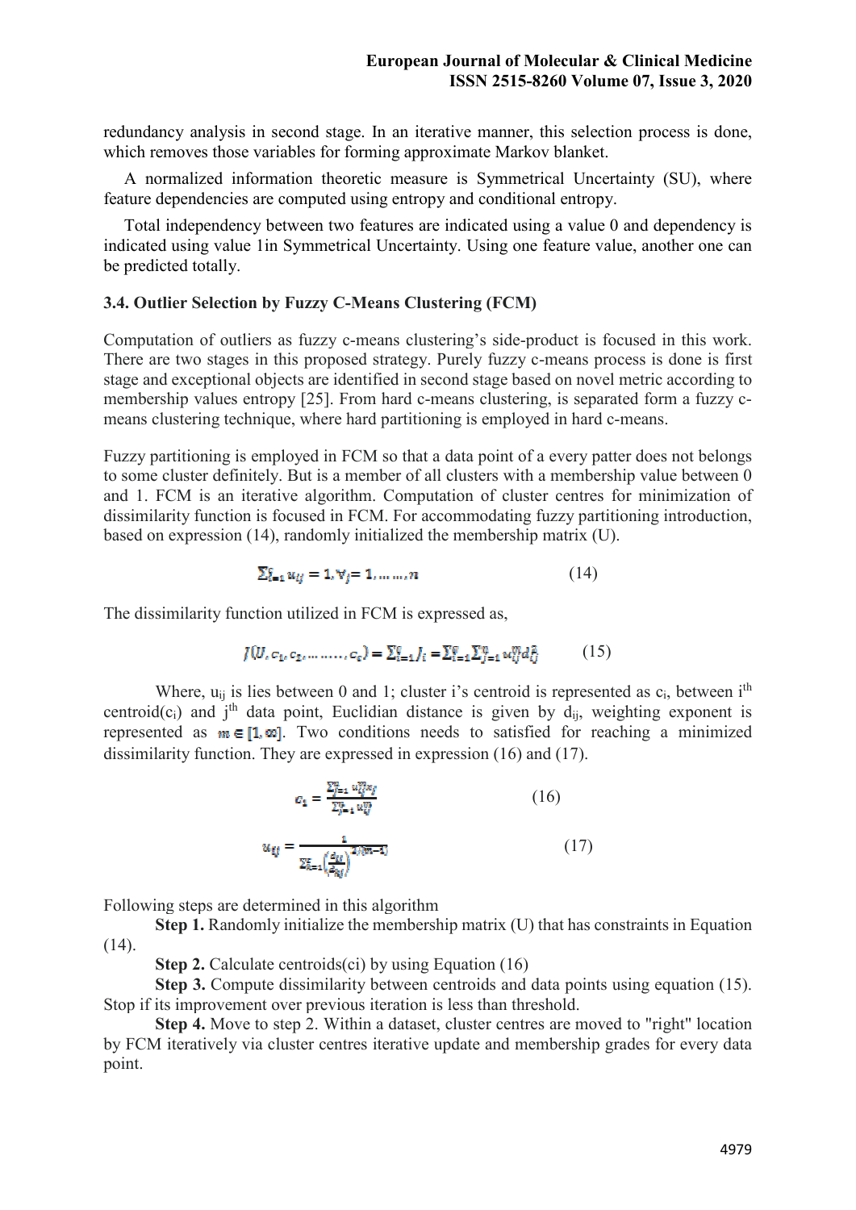redundancy analysis in second stage. In an iterative manner, this selection process is done, which removes those variables for forming approximate Markov blanket.

A normalized information theoretic measure is Symmetrical Uncertainty (SU), where feature dependencies are computed using entropy and conditional entropy.

Total independency between two features are indicated using a value 0 and dependency is indicated using value 1in Symmetrical Uncertainty. Using one feature value, another one can be predicted totally.

### 3.4. Outlier Selection by Fuzzy C-Means Clustering (FCM)

Computation of outliers as fuzzy c-means clustering's side-product is focused in this work. There are two stages in this proposed strategy. Purely fuzzy c-means process is done is first stage and exceptional objects are identified in second stage based on novel metric according to membership values entropy [25]. From hard c-means clustering, is separated form a fuzzy c-means clustering technique, where hard partitioning is employed in hard c-means.

Fuzzy partitioning is employed in FCM so that a data point of a every patter does not belongs to some cluster definitely. But is a member of all clusters with a membership value between 0 and 1. FCM is an iterative algorithm. Computation of cluster centres for minimization of dissimilarity function is focused in FCM. For accommodating fuzzy partitioning introduction, based on expression (14), randomly initialized the membership matrix (U).

$$\sum_{i=1}^{c} u_{ij} = 1, \forall_j = 1, \ldots \ldots, n \tag{14}$$

The dissimilarity function utilized in FCM is expressed as,

$$J(U, c_1, c_2, \ldots \ldots \ldots, c_c) = \sum_{i=1}^{c} J_i = \sum_{i=1}^{c} \sum_{j=1}^{n} u_{ij}^{m} d_{ij}^{2} \tag{15}$$

Where, $u_{ij}$ is lies between 0 and 1; cluster i's centroid is represented as $c_i$, between $i^{th}$ centroid($c_i$) and $j^{th}$ data point, Euclidian distance is given by $d_{ij}$, weighting exponent is represented as $m \in [1, \infty]$. Two conditions needs to satisfied for reaching a minimized dissimilarity function. They are expressed in expression (16) and (17).

$$c_i = \frac{\sum_{j=1}^{n} u_{ij}^{m} x_j}{\sum_{j=1}^{n} u_{ij}^{m}} \tag{16}$$

$$u_{ij} = \frac{1}{\sum_{k=1}^{c} \left(\frac{d_{ij}}{d_{kj}}\right)^{2/(m-1)}} \tag{17}$$

Following steps are determined in this algorithm

**Step 1.** Randomly initialize the membership matrix (U) that has constraints in Equation (14).

**Step 2.** Calculate centroids(ci) by using Equation (16)

**Step 3.** Compute dissimilarity between centroids and data points using equation (15). Stop if its improvement over previous iteration is less than threshold.

**Step 4.** Move to step 2. Within a dataset, cluster centres are moved to "right" location by FCM iteratively via cluster centres iterative update and membership grades for every data point.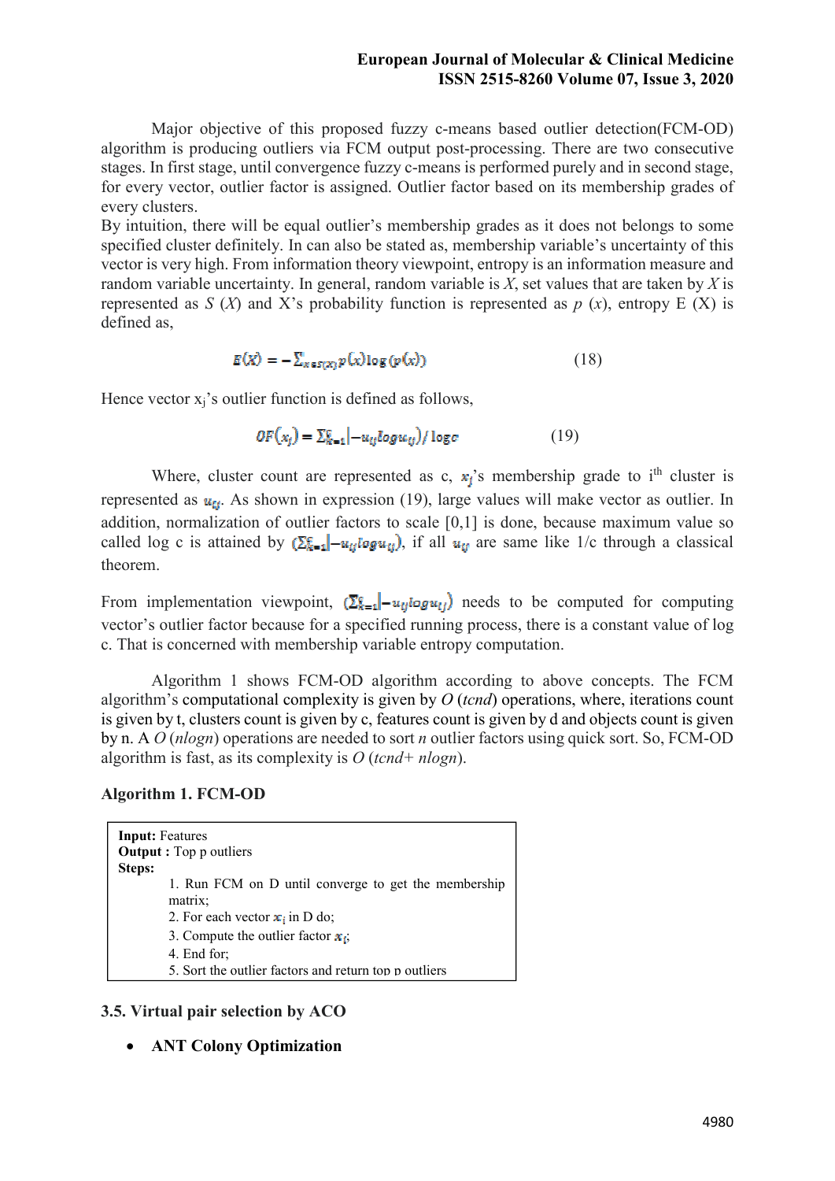Major objective of this proposed fuzzy c-means based outlier detection(FCM-OD) algorithm is producing outliers via FCM output post-processing. There are two consecutive stages. In first stage, until convergence fuzzy c-means is performed purely and in second stage, for every vector, outlier factor is assigned. Outlier factor based on its membership grades of every clusters.

By intuition, there will be equal outlier's membership grades as it does not belongs to some specified cluster definitely. In can also be stated as, membership variable's uncertainty of this vector is very high. From information theory viewpoint, entropy is an information measure and random variable uncertainty. In general, random variable is $X$, set values that are taken by $X$ is represented as $S(X)$ and X's probability function is represented as $p(x)$, entropy E (X) is defined as,

$$E(X) = -\sum_{x \in S(X)} p(x) \log (p(x)) \tag{18}$$

Hence vector $x_j$'s outlier function is defined as follows,

$$OF(x_j) = \sum_{i=1}^{c} |-u_{ij} \log u_{ij}) / \log c \tag{19}$$

Where, cluster count are represented as c, $x_j$'s membership grade to i[th] cluster is represented as $u_{ij}$. As shown in expression (19), large values will make vector as outlier. In addition, normalization of outlier factors to scale [0,1] is done, because maximum value so called log c is attained by $(\sum_{i=1}^{c} |-u_{ij} \log u_{ij})$, if all $u_{ij}$ are same like 1/c through a classical theorem.

From implementation viewpoint, $(\sum_{i=1}^{c} |-u_{ij} \log u_{ij})$ needs to be computed for computing vector's outlier factor because for a specified running process, there is a constant value of log c. That is concerned with membership variable entropy computation.

Algorithm 1 shows FCM-OD algorithm according to above concepts. The FCM algorithm's computational complexity is given by $O(tcnd)$ operations, where, iterations count is given by t, clusters count is given by c, features count is given by d and objects count is given by n. A $O(n \log n)$ operations are needed to sort $n$ outlier factors using quick sort. So, FCM-OD algorithm is fast, as its complexity is $O(tcnd + n \log n)$.

**Algorithm 1. FCM-OD**

**Input:** Features
**Output :** Top p outliers
**Steps:**

1. Run FCM on D until converge to get the membership matrix;
2. For each vector $x_i$ in D do;
3. Compute the outlier factor $x_i$;
4. End for;
5. Sort the outlier factors and return top p outliers

### 3.5. Virtual pair selection by ACO

- **ANT Colony Optimization**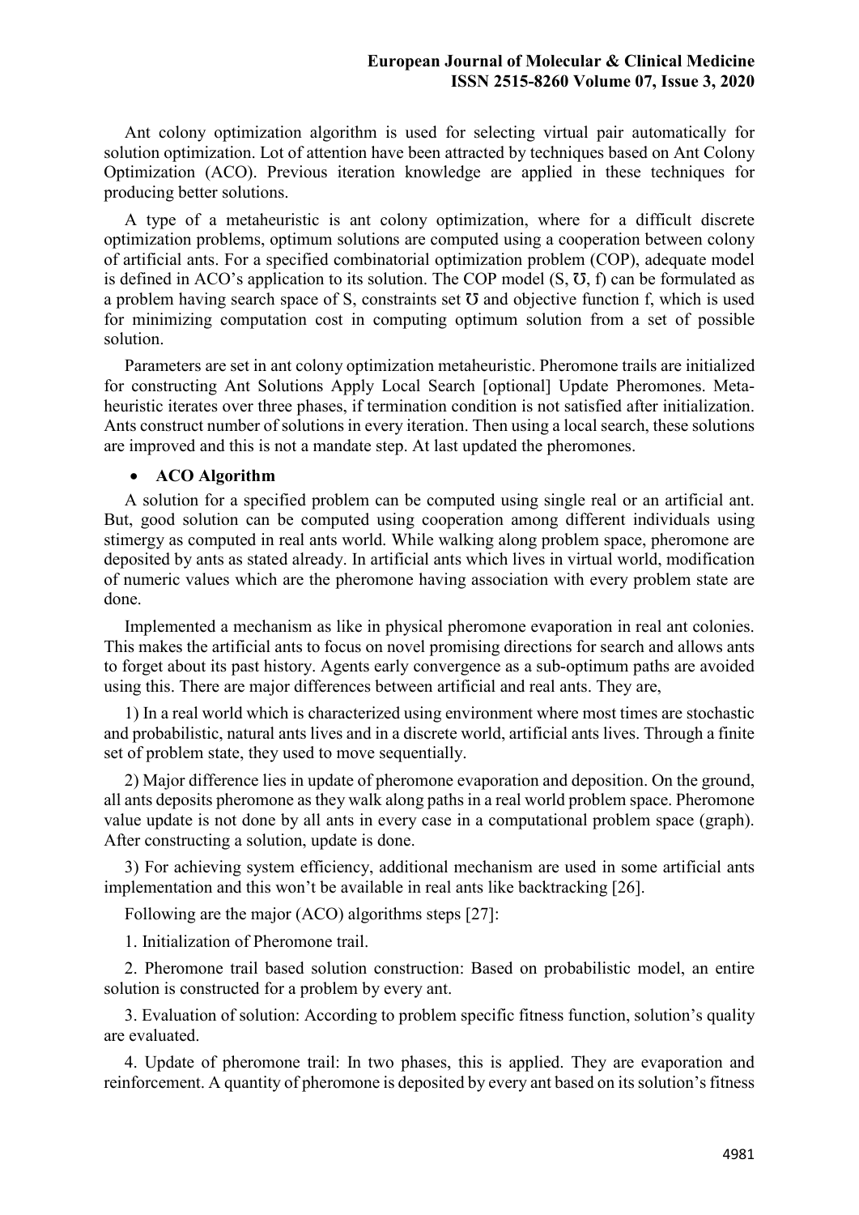Ant colony optimization algorithm is used for selecting virtual pair automatically for solution optimization. Lot of attention have been attracted by techniques based on Ant Colony Optimization (ACO). Previous iteration knowledge are applied in these techniques for producing better solutions.

A type of a metaheuristic is ant colony optimization, where for a difficult discrete optimization problems, optimum solutions are computed using a cooperation between colony of artificial ants. For a specified combinatorial optimization problem (COP), adequate model is defined in ACO's application to its solution. The COP model (S, Ʊ, f) can be formulated as a problem having search space of S, constraints set Ʊ and objective function f, which is used for minimizing computation cost in computing optimum solution from a set of possible solution.

Parameters are set in ant colony optimization metaheuristic. Pheromone trails are initialized for constructing Ant Solutions Apply Local Search [optional] Update Pheromones. Meta-heuristic iterates over three phases, if termination condition is not satisfied after initialization. Ants construct number of solutions in every iteration. Then using a local search, these solutions are improved and this is not a mandate step. At last updated the pheromones.

- **ACO Algorithm**

A solution for a specified problem can be computed using single real or an artificial ant. But, good solution can be computed using cooperation among different individuals using stimergy as computed in real ants world. While walking along problem space, pheromone are deposited by ants as stated already. In artificial ants which lives in virtual world, modification of numeric values which are the pheromone having association with every problem state are done.

Implemented a mechanism as like in physical pheromone evaporation in real ant colonies. This makes the artificial ants to focus on novel promising directions for search and allows ants to forget about its past history. Agents early convergence as a sub-optimum paths are avoided using this. There are major differences between artificial and real ants. They are,

1) In a real world which is characterized using environment where most times are stochastic and probabilistic, natural ants lives and in a discrete world, artificial ants lives. Through a finite set of problem state, they used to move sequentially.

2) Major difference lies in update of pheromone evaporation and deposition. On the ground, all ants deposits pheromone as they walk along paths in a real world problem space. Pheromone value update is not done by all ants in every case in a computational problem space (graph). After constructing a solution, update is done.

3) For achieving system efficiency, additional mechanism are used in some artificial ants implementation and this won't be available in real ants like backtracking [26].

Following are the major (ACO) algorithms steps [27]:

1. Initialization of Pheromone trail.

2. Pheromone trail based solution construction: Based on probabilistic model, an entire solution is constructed for a problem by every ant.

3. Evaluation of solution: According to problem specific fitness function, solution's quality are evaluated.

4. Update of pheromone trail: In two phases, this is applied. They are evaporation and reinforcement. A quantity of pheromone is deposited by every ant based on its solution's fitness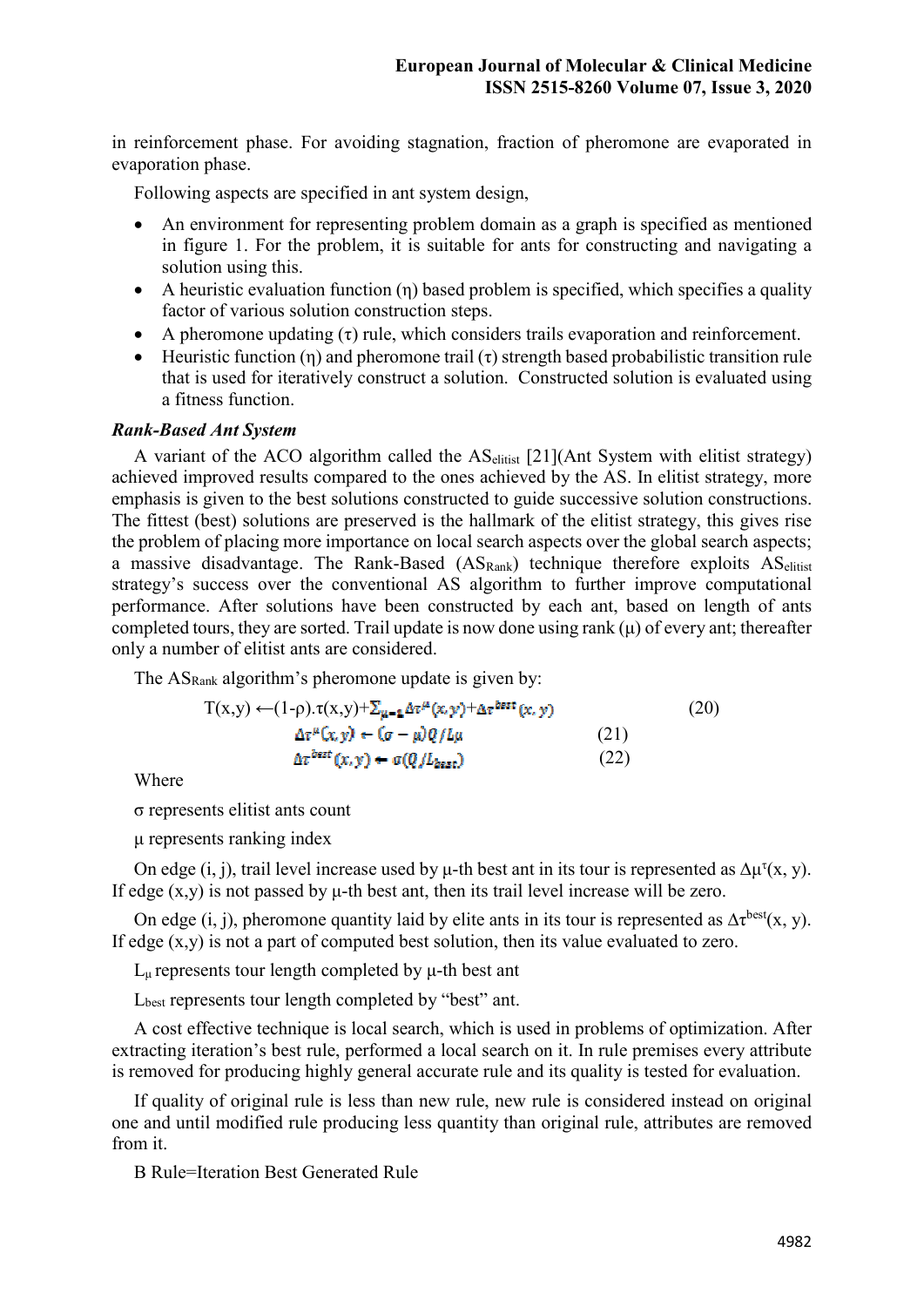in reinforcement phase. For avoiding stagnation, fraction of pheromone are evaporated in evaporation phase.

Following aspects are specified in ant system design,

- An environment for representing problem domain as a graph is specified as mentioned in figure 1. For the problem, it is suitable for ants for constructing and navigating a solution using this.
- A heuristic evaluation function (η) based problem is specified, which specifies a quality factor of various solution construction steps.
- A pheromone updating (τ) rule, which considers trails evaporation and reinforcement.
- Heuristic function (η) and pheromone trail (τ) strength based probabilistic transition rule that is used for iteratively construct a solution. Constructed solution is evaluated using a fitness function.

***Rank-Based Ant System***

A variant of the ACO algorithm called the $AS_{elitist}$ [21](Ant System with elitist strategy) achieved improved results compared to the ones achieved by the AS. In elitist strategy, more emphasis is given to the best solutions constructed to guide successive solution constructions. The fittest (best) solutions are preserved is the hallmark of the elitist strategy, this gives rise the problem of placing more importance on local search aspects over the global search aspects; a massive disadvantage. The Rank-Based ($AS_{Rank}$) technique therefore exploits $AS_{elitist}$ strategy's success over the conventional AS algorithm to further improve computational performance. After solutions have been constructed by each ant, based on length of ants completed tours, they are sorted. Trail update is now done using rank (μ) of every ant; thereafter only a number of elitist ants are considered.

The $AS_{Rank}$ algorithm's pheromone update is given by:

$$T(x,y) \leftarrow (1-\rho).\tau(x,y)+\sum_{\mu=1}\Delta\tau^{\mu}(x,y)+\Delta\tau^{best}(x,y) \quad (20)$$

$$\Delta\tau^{\mu}(x,y) \leftarrow (\sigma-\mu)Q/L\mu \quad (21)$$

$$\Delta\tau^{best}(x,y) \leftarrow \sigma(Q/L_{best}) \quad (22)$$

Where

σ represents elitist ants count

μ represents ranking index

On edge (i, j), trail level increase used by μ-th best ant in its tour is represented as $\Delta\mu^{\tau}(x, y)$. If edge (x,y) is not passed by μ-th best ant, then its trail level increase will be zero.

On edge (i, j), pheromone quantity laid by elite ants in its tour is represented as $\Delta\tau^{best}(x, y)$. If edge (x,y) is not a part of computed best solution, then its value evaluated to zero.

$L_{\mu}$ represents tour length completed by μ-th best ant

$L_{best}$ represents tour length completed by "best" ant.

A cost effective technique is local search, which is used in problems of optimization. After extracting iteration's best rule, performed a local search on it. In rule premises every attribute is removed for producing highly general accurate rule and its quality is tested for evaluation.

If quality of original rule is less than new rule, new rule is considered instead on original one and until modified rule producing less quantity than original rule, attributes are removed from it.

B Rule=Iteration Best Generated Rule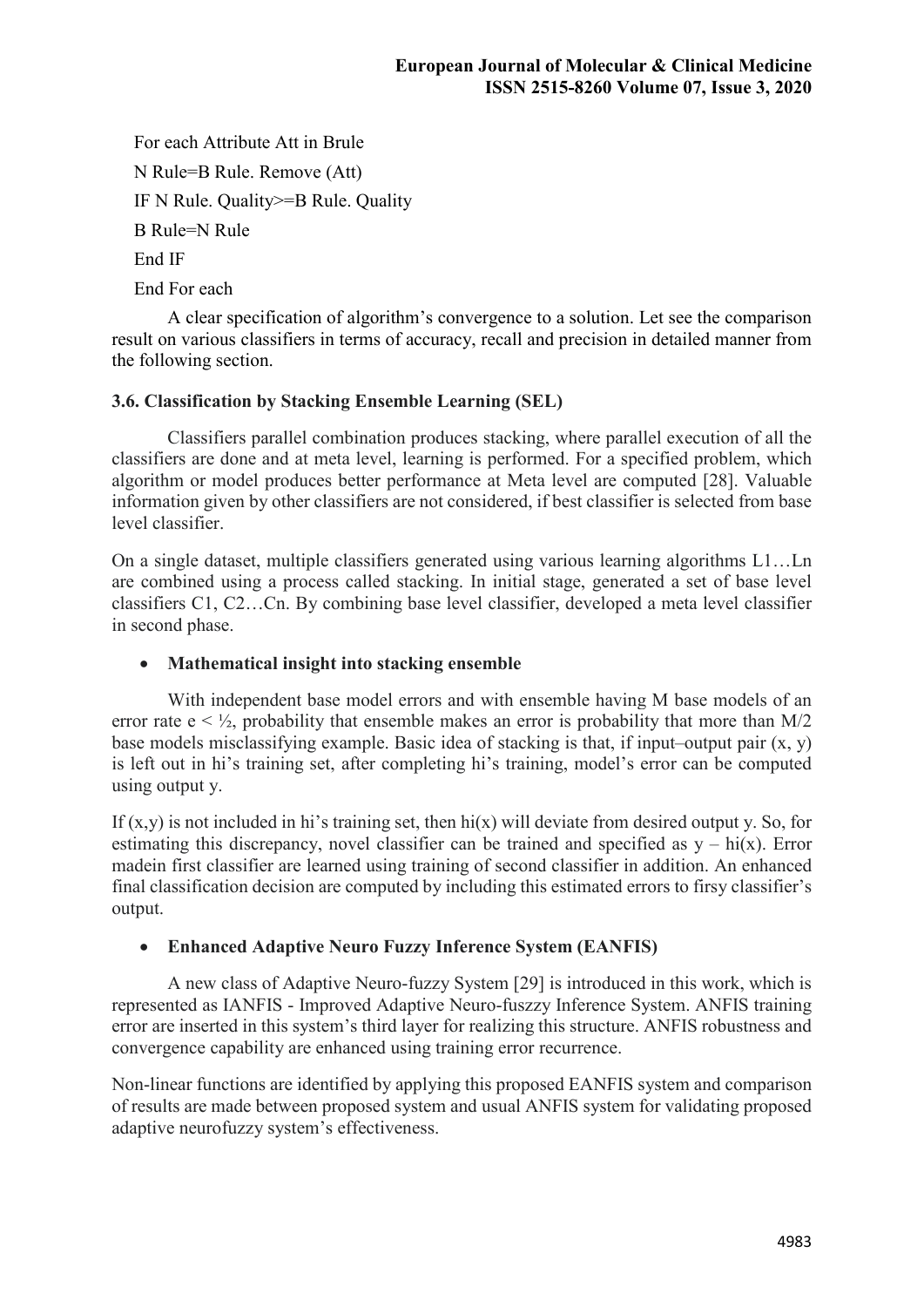For each Attribute Att in Brule

N Rule=B Rule. Remove (Att)

IF N Rule. Quality>=B Rule. Quality

B Rule=N Rule

End IF

End For each

A clear specification of algorithm's convergence to a solution. Let see the comparison result on various classifiers in terms of accuracy, recall and precision in detailed manner from the following section.

### 3.6. Classification by Stacking Ensemble Learning (SEL)

Classifiers parallel combination produces stacking, where parallel execution of all the classifiers are done and at meta level, learning is performed. For a specified problem, which algorithm or model produces better performance at Meta level are computed [28]. Valuable information given by other classifiers are not considered, if best classifier is selected from base level classifier.

On a single dataset, multiple classifiers generated using various learning algorithms L1…Ln are combined using a process called stacking. In initial stage, generated a set of base level classifiers C1, C2…Cn. By combining base level classifier, developed a meta level classifier in second phase.

- **Mathematical insight into stacking ensemble**

With independent base model errors and with ensemble having M base models of an error rate $e < ½$, probability that ensemble makes an error is probability that more than M/2 base models misclassifying example. Basic idea of stacking is that, if input–output pair (x, y) is left out in hi's training set, after completing hi's training, model's error can be computed using output y.

If (x,y) is not included in hi's training set, then hi(x) will deviate from desired output y. So, for estimating this discrepancy, novel classifier can be trained and specified as $y – hi(x)$. Error madein first classifier are learned using training of second classifier in addition. An enhanced final classification decision are computed by including this estimated errors to firsy classifier's output.

- **Enhanced Adaptive Neuro Fuzzy Inference System (EANFIS)**

A new class of Adaptive Neuro-fuzzy System [29] is introduced in this work, which is represented as IANFIS - Improved Adaptive Neuro-fuszzy Inference System. ANFIS training error are inserted in this system's third layer for realizing this structure. ANFIS robustness and convergence capability are enhanced using training error recurrence.

Non-linear functions are identified by applying this proposed EANFIS system and comparison of results are made between proposed system and usual ANFIS system for validating proposed adaptive neurofuzzy system's effectiveness.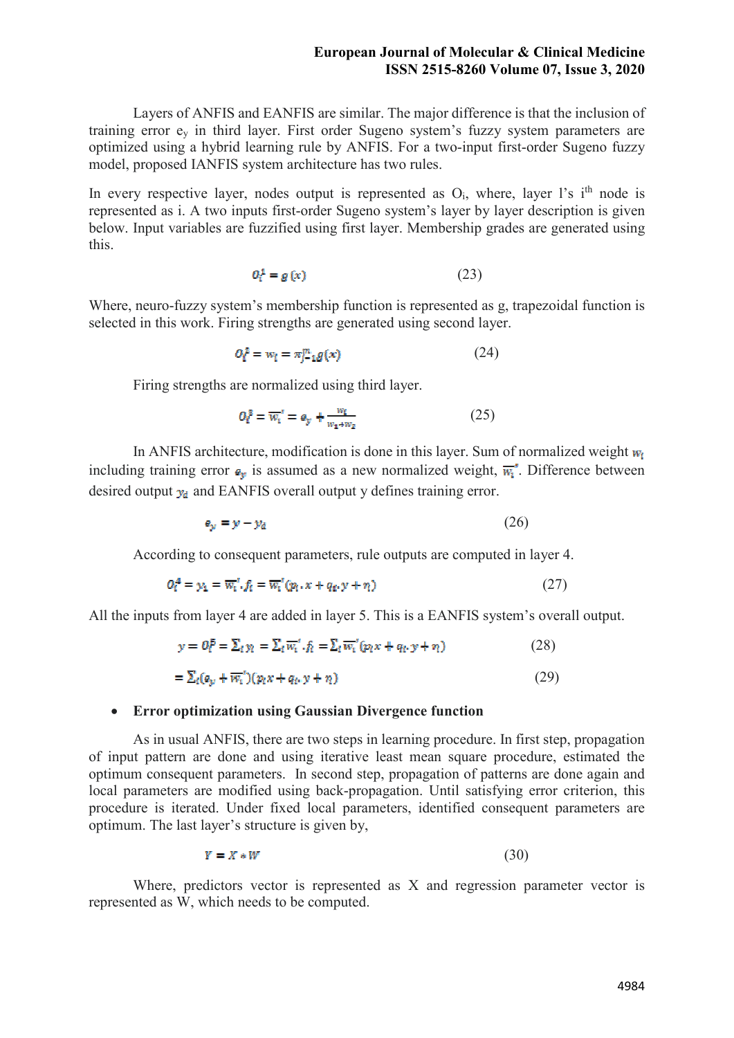Layers of ANFIS and EANFIS are similar. The major difference is that the inclusion of training error $e_y$ in third layer. First order Sugeno system's fuzzy system parameters are optimized using a hybrid learning rule by ANFIS. For a two-input first-order Sugeno fuzzy model, proposed IANFIS system architecture has two rules.

In every respective layer, nodes output is represented as $O_i$, where, layer l's $i^{th}$ node is represented as i. A two inputs first-order Sugeno system's layer by layer description is given below. Input variables are fuzzified using first layer. Membership grades are generated using this.

$$O_i^1 = g(x) \tag{23}$$

Where, neuro-fuzzy system's membership function is represented as g, trapezoidal function is selected in this work. Firing strengths are generated using second layer.

$$O_i^2 = w_i = \pi_{j=1}^{m} g(x) \tag{24}$$

Firing strengths are normalized using third layer.

$$O_i^3 = \overline{w_i}' = e_y + \frac{w_i}{w_1 + w_2} \tag{25}$$

In ANFIS architecture, modification is done in this layer. Sum of normalized weight $w_i$ including training error $e_y$ is assumed as a new normalized weight, $\overline{w_i}'$. Difference between desired output $y_d$ and EANFIS overall output y defines training error.

$$e_y = y - y_d \tag{26}$$

According to consequent parameters, rule outputs are computed in layer 4.

$$O_i^4 = y_i = \overline{w_i}' . f_i = \overline{w_i}'(p_i . x + q_i . y + r_i) \tag{27}$$

All the inputs from layer 4 are added in layer 5. This is a EANFIS system's overall output.

$$y = O_i^5 = \Sigma_i y_i = \Sigma_i \overline{w_i}' . f_i = \Sigma_i \overline{w_i}'(p_i x + q_i . y + r_i) \tag{28}$$

$$= \Sigma_i (e_y + \overline{w_i}')(p_i x + q_i . y + r_i) \tag{29}$$

- **Error optimization using Gaussian Divergence function**

As in usual ANFIS, there are two steps in learning procedure. In first step, propagation of input pattern are done and using iterative least mean square procedure, estimated the optimum consequent parameters. In second step, propagation of patterns are done again and local parameters are modified using back-propagation. Until satisfying error criterion, this procedure is iterated. Under fixed local parameters, identified consequent parameters are optimum. The last layer's structure is given by,

$$Y = X * W \tag{30}$$

Where, predictors vector is represented as X and regression parameter vector is represented as W, which needs to be computed.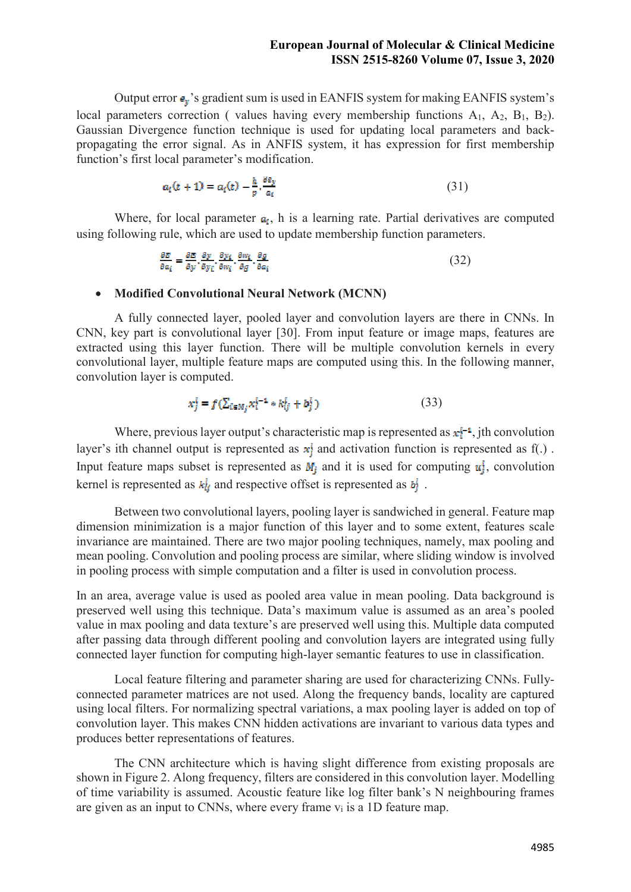Output error $e_y$'s gradient sum is used in EANFIS system for making EANFIS system's local parameters correction ( values having every membership functions $A_1$, $A_2$, $B_1$, $B_2$). Gaussian Divergence function technique is used for updating local parameters and back-propagating the error signal. As in ANFIS system, it has expression for first membership function's first local parameter's modification.

$$a_i(t+1) = a_i(t) - \frac{h}{p} \cdot \frac{\partial e_y}{a_i} \tag{31}$$

Where, for local parameter $a_i$, h is a learning rate. Partial derivatives are computed using following rule, which are used to update membership function parameters.

$$\frac{\partial E}{\partial a_i} = \frac{\partial E}{\partial y} \cdot \frac{\partial y}{\partial y_i} \cdot \frac{\partial y_i}{\partial w_i} \cdot \frac{\partial w_i}{\partial g} \cdot \frac{\partial g}{\partial a_i} \tag{32}$$

- **Modified Convolutional Neural Network (MCNN)**

A fully connected layer, pooled layer and convolution layers are there in CNNs. In CNN, key part is convolutional layer [30]. From input feature or image maps, features are extracted using this layer function. There will be multiple convolution kernels in every convolutional layer, multiple feature maps are computed using this. In the following manner, convolution layer is computed.

$$x_j^l = f\left(\sum_{i \in M_j} x_i^{l-1} * k_{ij}^l + b_j^l\right) \tag{33}$$

Where, previous layer output's characteristic map is represented as $x_i^{l-1}$, jth convolution layer's ith channel output is represented as $x_j^l$ and activation function is represented as f(.) . Input feature maps subset is represented as $M_j$ and it is used for computing $u_j^l$, convolution kernel is represented as $k_{ij}^l$ and respective offset is represented as $b_j^l$ .

Between two convolutional layers, pooling layer is sandwiched in general. Feature map dimension minimization is a major function of this layer and to some extent, features scale invariance are maintained. There are two major pooling techniques, namely, max pooling and mean pooling. Convolution and pooling process are similar, where sliding window is involved in pooling process with simple computation and a filter is used in convolution process.

In an area, average value is used as pooled area value in mean pooling. Data background is preserved well using this technique. Data's maximum value is assumed as an area's pooled value in max pooling and data texture's are preserved well using this. Multiple data computed after passing data through different pooling and convolution layers are integrated using fully connected layer function for computing high-layer semantic features to use in classification.

Local feature filtering and parameter sharing are used for characterizing CNNs. Fully-connected parameter matrices are not used. Along the frequency bands, locality are captured using local filters. For normalizing spectral variations, a max pooling layer is added on top of convolution layer. This makes CNN hidden activations are invariant to various data types and produces better representations of features.

The CNN architecture which is having slight difference from existing proposals are shown in Figure 2. Along frequency, filters are considered in this convolution layer. Modelling of time variability is assumed. Acoustic feature like log filter bank's N neighbouring frames are given as an input to CNNs, where every frame $v_i$ is a 1D feature map.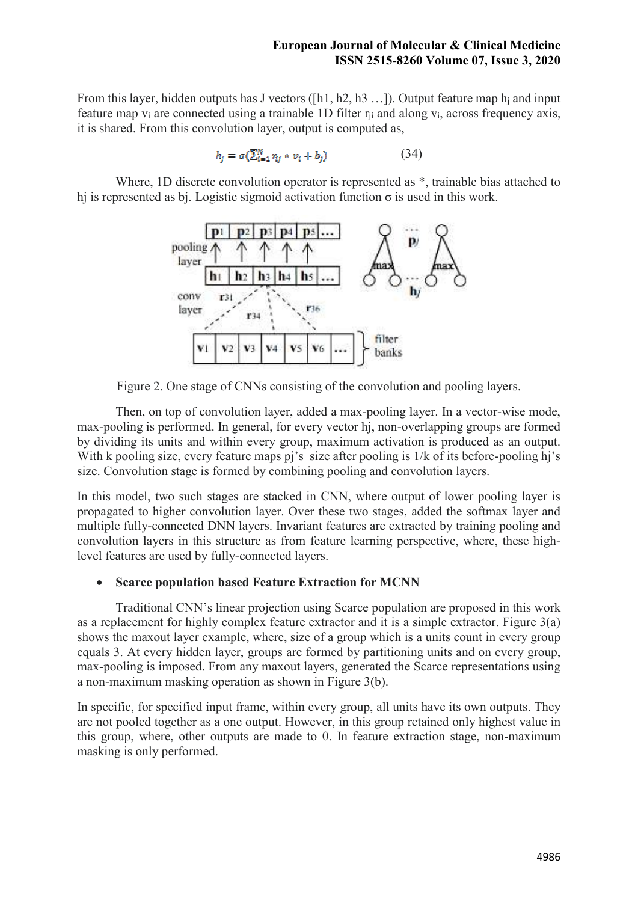From this layer, hidden outputs has J vectors ([h1, h2, h3 …]). Output feature map $h_j$ and input feature map $v_i$ are connected using a trainable 1D filter $r_{ji}$ and along $v_i$, across frequency axis, it is shared. From this convolution layer, output is computed as,

$$h_j = \sigma(\sum_{i=1}^{N} r_{ij} * v_i + b_j) \qquad (34)$$

Where, 1D discrete convolution operator is represented as *, trainable bias attached to hj is represented as bj. Logistic sigmoid activation function σ is used in this work.

Figure 2. One stage of CNNs consisting of the convolution and pooling layers.

Then, on top of convolution layer, added a max-pooling layer. In a vector-wise mode, max-pooling is performed. In general, for every vector hj, non-overlapping groups are formed by dividing its units and within every group, maximum activation is produced as an output. With k pooling size, every feature maps pj's size after pooling is 1/k of its before-pooling hj's size. Convolution stage is formed by combining pooling and convolution layers.

In this model, two such stages are stacked in CNN, where output of lower pooling layer is propagated to higher convolution layer. Over these two stages, added the softmax layer and multiple fully-connected DNN layers. Invariant features are extracted by training pooling and convolution layers in this structure as from feature learning perspective, where, these high-level features are used by fully-connected layers.

- **Scarce population based Feature Extraction for MCNN**

Traditional CNN's linear projection using Scarce population are proposed in this work as a replacement for highly complex feature extractor and it is a simple extractor. Figure 3(a) shows the maxout layer example, where, size of a group which is a units count in every group equals 3. At every hidden layer, groups are formed by partitioning units and on every group, max-pooling is imposed. From any maxout layers, generated the Scarce representations using a non-maximum masking operation as shown in Figure 3(b).

In specific, for specified input frame, within every group, all units have its own outputs. They are not pooled together as a one output. However, in this group retained only highest value in this group, where, other outputs are made to 0. In feature extraction stage, non-maximum masking is only performed.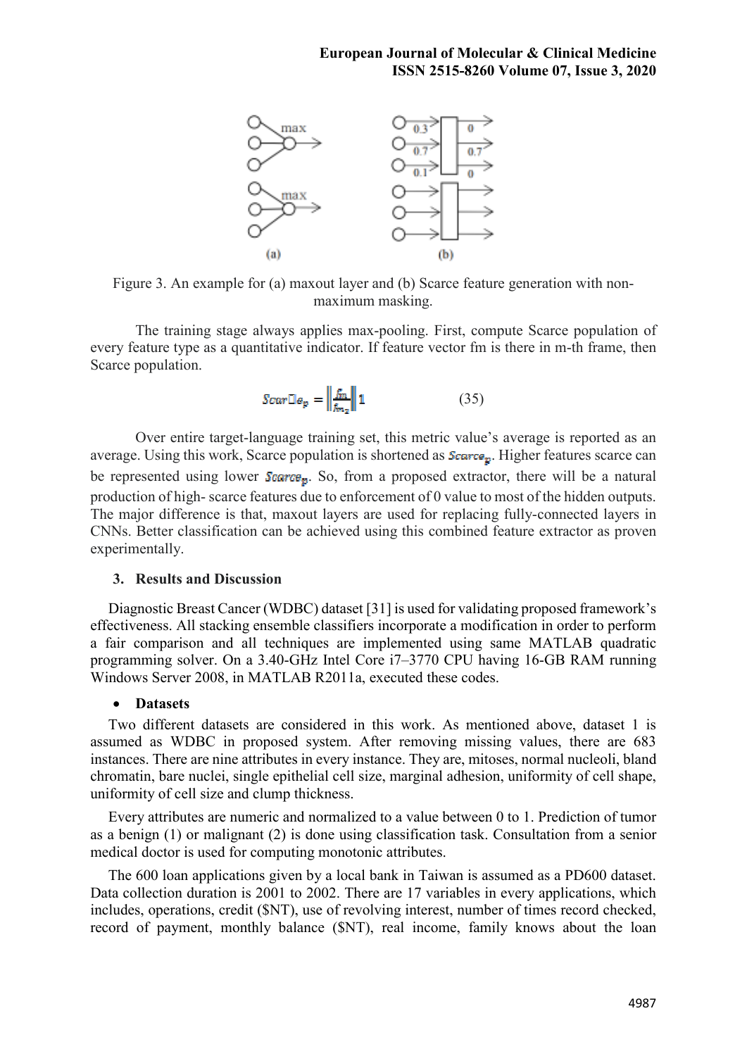Figure 3. An example for (a) maxout layer and (b) Scarce feature generation with non-maximum masking.

The training stage always applies max-pooling. First, compute Scarce population of every feature type as a quantitative indicator. If feature vector fm is there in m-th frame, then Scarce population.

$$Scar\square e_p = \left\| \frac{f_m}{f_{m_2}} \right\| 1 \qquad (35)$$

Over entire target-language training set, this metric value's average is reported as an average. Using this work, Scarce population is shortened as $Scarce_p$. Higher features scarce can be represented using lower $Scarce_p$. So, from a proposed extractor, there will be a natural production of high- scarce features due to enforcement of 0 value to most of the hidden outputs. The major difference is that, maxout layers are used for replacing fully-connected layers in CNNs. Better classification can be achieved using this combined feature extractor as proven experimentally.

## 3. Results and Discussion

Diagnostic Breast Cancer (WDBC) dataset [31] is used for validating proposed framework's effectiveness. All stacking ensemble classifiers incorporate a modification in order to perform a fair comparison and all techniques are implemented using same MATLAB quadratic programming solver. On a 3.40-GHz Intel Core i7–3770 CPU having 16-GB RAM running Windows Server 2008, in MATLAB R2011a, executed these codes.

- **Datasets**

Two different datasets are considered in this work. As mentioned above, dataset 1 is assumed as WDBC in proposed system. After removing missing values, there are 683 instances. There are nine attributes in every instance. They are, mitoses, normal nucleoli, bland chromatin, bare nuclei, single epithelial cell size, marginal adhesion, uniformity of cell shape, uniformity of cell size and clump thickness.

Every attributes are numeric and normalized to a value between 0 to 1. Prediction of tumor as a benign (1) or malignant (2) is done using classification task. Consultation from a senior medical doctor is used for computing monotonic attributes.

The 600 loan applications given by a local bank in Taiwan is assumed as a PD600 dataset. Data collection duration is 2001 to 2002. There are 17 variables in every applications, which includes, operations, credit ($NT), use of revolving interest, number of times record checked, record of payment, monthly balance ($NT), real income, family knows about the loan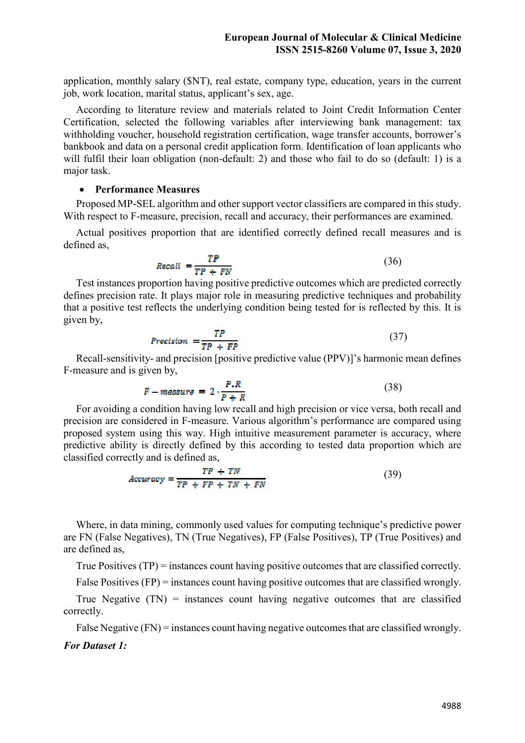application, monthly salary ($NT), real estate, company type, education, years in the current job, work location, marital status, applicant's sex, age.

According to literature review and materials related to Joint Credit Information Center Certification, selected the following variables after interviewing bank management: tax withholding voucher, household registration certification, wage transfer accounts, borrower's bankbook and data on a personal credit application form. Identification of loan applicants who will fulfil their loan obligation (non-default: 2) and those who fail to do so (default: 1) is a major task.

- **Performance Measures**

Proposed MP-SEL algorithm and other support vector classifiers are compared in this study. With respect to F-measure, precision, recall and accuracy, their performances are examined.

Actual positives proportion that are identified correctly defined recall measures and is defined as,

$$Recall = \frac{TP}{TP + FN} \tag{36}$$

Test instances proportion having positive predictive outcomes which are predicted correctly defines precision rate. It plays major role in measuring predictive techniques and probability that a positive test reflects the underlying condition being tested for is reflected by this. It is given by,

$$Precision = \frac{TP}{TP + FP} \tag{37}$$

Recall-sensitivity- and precision [positive predictive value (PPV)]'s harmonic mean defines F-measure and is given by,

$$F - measure = 2 \cdot \frac{P.R}{P + R} \tag{38}$$

For avoiding a condition having low recall and high precision or vice versa, both recall and precision are considered in F-measure. Various algorithm's performance are compared using proposed system using this way. High intuitive measurement parameter is accuracy, where predictive ability is directly defined by this according to tested data proportion which are classified correctly and is defined as,

$$Accuracy = \frac{TP + TN}{TP + FP + TN + FN} \tag{39}$$

Where, in data mining, commonly used values for computing technique's predictive power are FN (False Negatives), TN (True Negatives), FP (False Positives), TP (True Positives) and are defined as,

True Positives (TP) = instances count having positive outcomes that are classified correctly.

False Positives (FP) = instances count having positive outcomes that are classified wrongly.

True Negative (TN) = instances count having negative outcomes that are classified correctly.

False Negative (FN) = instances count having negative outcomes that are classified wrongly.

***For Dataset 1:***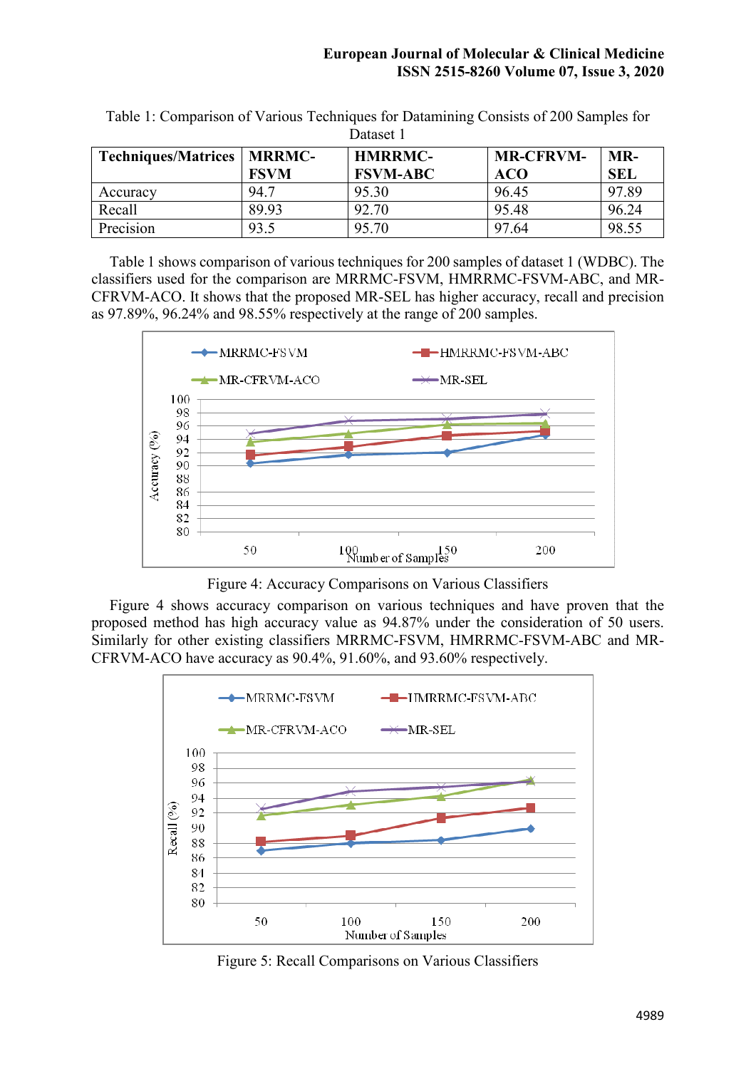Table 1: Comparison of Various Techniques for Datamining Consists of 200 Samples for Dataset 1

| Techniques/Matrices | MRRMC-FSVM | HMRRMC-FSVM-ABC | MR-CFRVM-ACO | MR-SEL |
|---|---|---|---|---|
| Accuracy | 94.7 | 95.30 | 96.45 | 97.89 |
| Recall | 89.93 | 92.70 | 95.48 | 96.24 |
| Precision | 93.5 | 95.70 | 97.64 | 98.55 |

Table 1 shows comparison of various techniques for 200 samples of dataset 1 (WDBC). The classifiers used for the comparison are MRRMC-FSVM, HMRRMC-FSVM-ABC, and MR-CFRVM-ACO. It shows that the proposed MR-SEL has higher accuracy, recall and precision as 97.89%, 96.24% and 98.55% respectively at the range of 200 samples.

Figure 4: Accuracy Comparisons on Various Classifiers

Figure 4 shows accuracy comparison on various techniques and have proven that the proposed method has high accuracy value as 94.87% under the consideration of 50 users. Similarly for other existing classifiers MRRMC-FSVM, HMRRMC-FSVM-ABC and MR-CFRVM-ACO have accuracy as 90.4%, 91.60%, and 93.60% respectively.

Figure 5: Recall Comparisons on Various Classifiers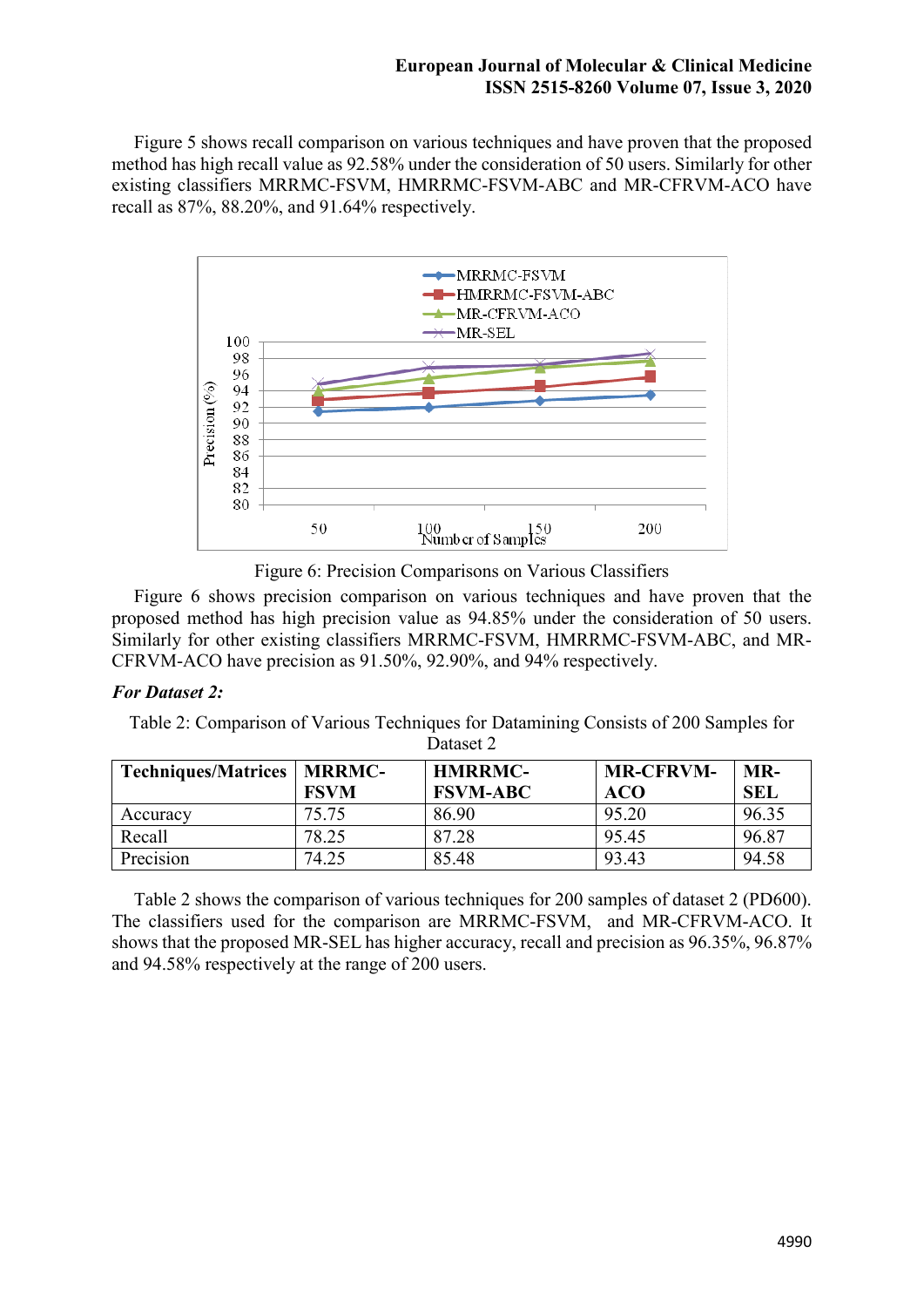Figure 5 shows recall comparison on various techniques and have proven that the proposed method has high recall value as 92.58% under the consideration of 50 users. Similarly for other existing classifiers MRRMC-FSVM, HMRRMC-FSVM-ABC and MR-CFRVM-ACO have recall as 87%, 88.20%, and 91.64% respectively.

Figure 6: Precision Comparisons on Various Classifiers

Figure 6 shows precision comparison on various techniques and have proven that the proposed method has high precision value as 94.85% under the consideration of 50 users. Similarly for other existing classifiers MRRMC-FSVM, HMRRMC-FSVM-ABC, and MR-CFRVM-ACO have precision as 91.50%, 92.90%, and 94% respectively.

***For Dataset 2:***

Table 2: Comparison of Various Techniques for Datamining Consists of 200 Samples for Dataset 2

| **Techniques/Matrices** | **MRRMC-FSVM** | **HMRRMC-FSVM-ABC** | **MR-CFRVM-ACO** | **MR-SEL** |
|---|---|---|---|---|
| Accuracy | 75.75 | 86.90 | 95.20 | 96.35 |
| Recall | 78.25 | 87.28 | 95.45 | 96.87 |
| Precision | 74.25 | 85.48 | 93.43 | 94.58 |

Table 2 shows the comparison of various techniques for 200 samples of dataset 2 (PD600). The classifiers used for the comparison are MRRMC-FSVM, and MR-CFRVM-ACO. It shows that the proposed MR-SEL has higher accuracy, recall and precision as 96.35%, 96.87% and 94.58% respectively at the range of 200 users.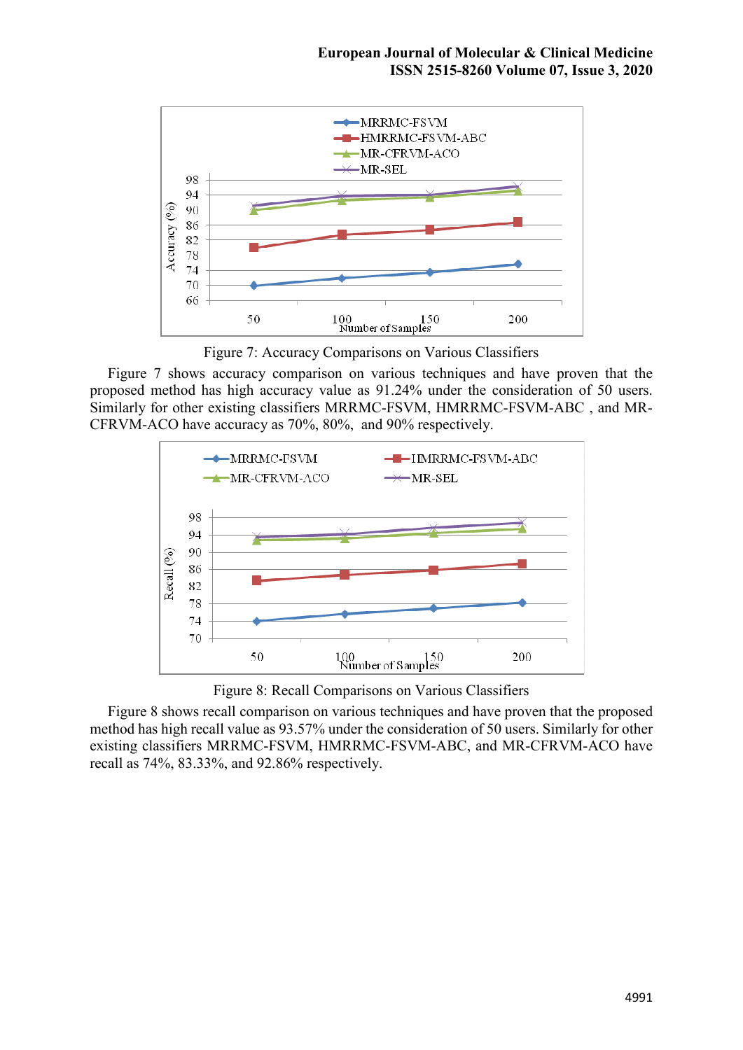Figure 7: Accuracy Comparisons on Various Classifiers

Figure 7 shows accuracy comparison on various techniques and have proven that the proposed method has high accuracy value as 91.24% under the consideration of 50 users. Similarly for other existing classifiers MRRMC-FSVM, HMRRMC-FSVM-ABC , and MR-CFRVM-ACO have accuracy as 70%, 80%, and 90% respectively.

Figure 8: Recall Comparisons on Various Classifiers

Figure 8 shows recall comparison on various techniques and have proven that the proposed method has high recall value as 93.57% under the consideration of 50 users. Similarly for other existing classifiers MRRMC-FSVM, HMRRMC-FSVM-ABC, and MR-CFRVM-ACO have recall as 74%, 83.33%, and 92.86% respectively.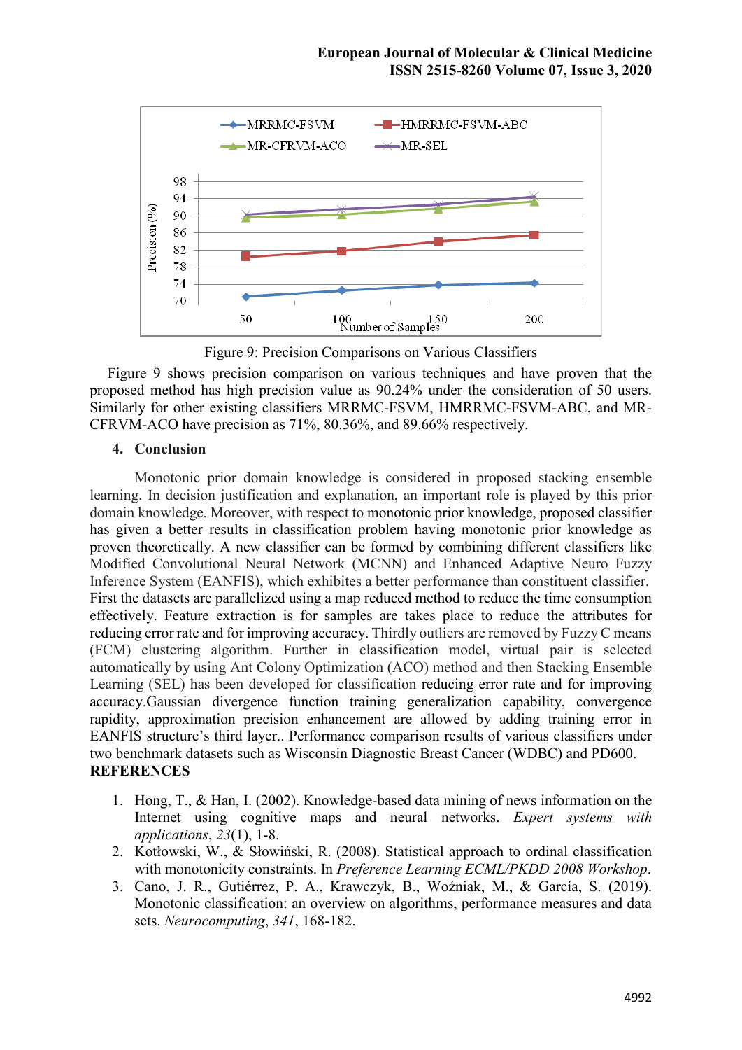Figure 9: Precision Comparisons on Various Classifiers

Figure 9 shows precision comparison on various techniques and have proven that the proposed method has high precision value as 90.24% under the consideration of 50 users. Similarly for other existing classifiers MRRMC-FSVM, HMRRMC-FSVM-ABC, and MR-CFRVM-ACO have precision as 71%, 80.36%, and 89.66% respectively.

## 4. Conclusion

Monotonic prior domain knowledge is considered in proposed stacking ensemble learning. In decision justification and explanation, an important role is played by this prior domain knowledge. Moreover, with respect to monotonic prior knowledge, proposed classifier has given a better results in classification problem having monotonic prior knowledge as proven theoretically. A new classifier can be formed by combining different classifiers like Modified Convolutional Neural Network (MCNN) and Enhanced Adaptive Neuro Fuzzy Inference System (EANFIS), which exhibites a better performance than constituent classifier. First the datasets are parallelized using a map reduced method to reduce the time consumption effectively. Feature extraction is for samples are takes place to reduce the attributes for reducing error rate and for improving accuracy. Thirdly outliers are removed by Fuzzy C means (FCM) clustering algorithm. Further in classification model, virtual pair is selected automatically by using Ant Colony Optimization (ACO) method and then Stacking Ensemble Learning (SEL) has been developed for classification reducing error rate and for improving accuracy.Gaussian divergence function training generalization capability, convergence rapidity, approximation precision enhancement are allowed by adding training error in EANFIS structure's third layer.. Performance comparison results of various classifiers under two benchmark datasets such as Wisconsin Diagnostic Breast Cancer (WDBC) and PD600.

**REFERENCES**

1. Hong, T., & Han, I. (2002). Knowledge-based data mining of news information on the Internet using cognitive maps and neural networks. *Expert systems with applications*, *23*(1), 1-8.
2. Kotłowski, W., & Słowiński, R. (2008). Statistical approach to ordinal classification with monotonicity constraints. In *Preference Learning ECML/PKDD 2008 Workshop*.
3. Cano, J. R., Gutiérrez, P. A., Krawczyk, B., Woźniak, M., & García, S. (2019). Monotonic classification: an overview on algorithms, performance measures and data sets. *Neurocomputing*, *341*, 168-182.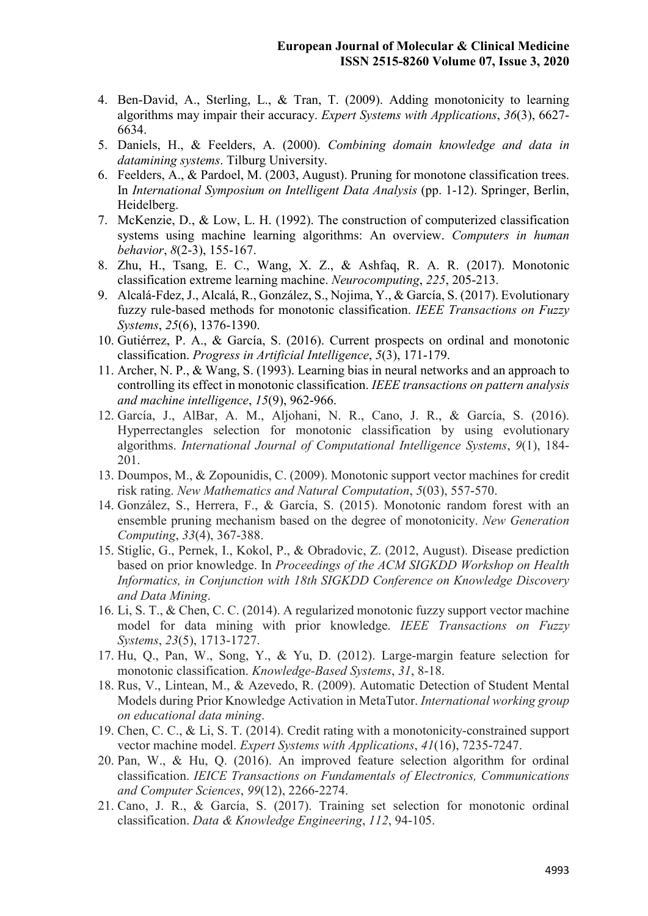4. Ben-David, A., Sterling, L., & Tran, T. (2009). Adding monotonicity to learning algorithms may impair their accuracy. *Expert Systems with Applications*, *36*(3), 6627-6634.
5. Daniels, H., & Feelders, A. (2000). *Combining domain knowledge and data in datamining systems*. Tilburg University.
6. Feelders, A., & Pardoel, M. (2003, August). Pruning for monotone classification trees. In *International Symposium on Intelligent Data Analysis* (pp. 1-12). Springer, Berlin, Heidelberg.
7. McKenzie, D., & Low, L. H. (1992). The construction of computerized classification systems using machine learning algorithms: An overview. *Computers in human behavior*, *8*(2-3), 155-167.
8. Zhu, H., Tsang, E. C., Wang, X. Z., & Ashfaq, R. A. R. (2017). Monotonic classification extreme learning machine. *Neurocomputing*, *225*, 205-213.
9. Alcalá-Fdez, J., Alcalá, R., González, S., Nojima, Y., & García, S. (2017). Evolutionary fuzzy rule-based methods for monotonic classification. *IEEE Transactions on Fuzzy Systems*, *25*(6), 1376-1390.
10. Gutiérrez, P. A., & García, S. (2016). Current prospects on ordinal and monotonic classification. *Progress in Artificial Intelligence*, *5*(3), 171-179.
11. Archer, N. P., & Wang, S. (1993). Learning bias in neural networks and an approach to controlling its effect in monotonic classification. *IEEE transactions on pattern analysis and machine intelligence*, *15*(9), 962-966.
12. García, J., AlBar, A. M., Aljohani, N. R., Cano, J. R., & García, S. (2016). Hyperrectangles selection for monotonic classification by using evolutionary algorithms. *International Journal of Computational Intelligence Systems*, *9*(1), 184-201.
13. Doumpos, M., & Zopounidis, C. (2009). Monotonic support vector machines for credit risk rating. *New Mathematics and Natural Computation*, *5*(03), 557-570.
14. González, S., Herrera, F., & García, S. (2015). Monotonic random forest with an ensemble pruning mechanism based on the degree of monotonicity. *New Generation Computing*, *33*(4), 367-388.
15. Stiglic, G., Pernek, I., Kokol, P., & Obradovic, Z. (2012, August). Disease prediction based on prior knowledge. In *Proceedings of the ACM SIGKDD Workshop on Health Informatics, in Conjunction with 18th SIGKDD Conference on Knowledge Discovery and Data Mining*.
16. Li, S. T., & Chen, C. C. (2014). A regularized monotonic fuzzy support vector machine model for data mining with prior knowledge. *IEEE Transactions on Fuzzy Systems*, *23*(5), 1713-1727.
17. Hu, Q., Pan, W., Song, Y., & Yu, D. (2012). Large-margin feature selection for monotonic classification. *Knowledge-Based Systems*, *31*, 8-18.
18. Rus, V., Lintean, M., & Azevedo, R. (2009). Automatic Detection of Student Mental Models during Prior Knowledge Activation in MetaTutor. *International working group on educational data mining*.
19. Chen, C. C., & Li, S. T. (2014). Credit rating with a monotonicity-constrained support vector machine model. *Expert Systems with Applications*, *41*(16), 7235-7247.
20. Pan, W., & Hu, Q. (2016). An improved feature selection algorithm for ordinal classification. *IEICE Transactions on Fundamentals of Electronics, Communications and Computer Sciences*, *99*(12), 2266-2274.
21. Cano, J. R., & García, S. (2017). Training set selection for monotonic ordinal classification. *Data & Knowledge Engineering*, *112*, 94-105.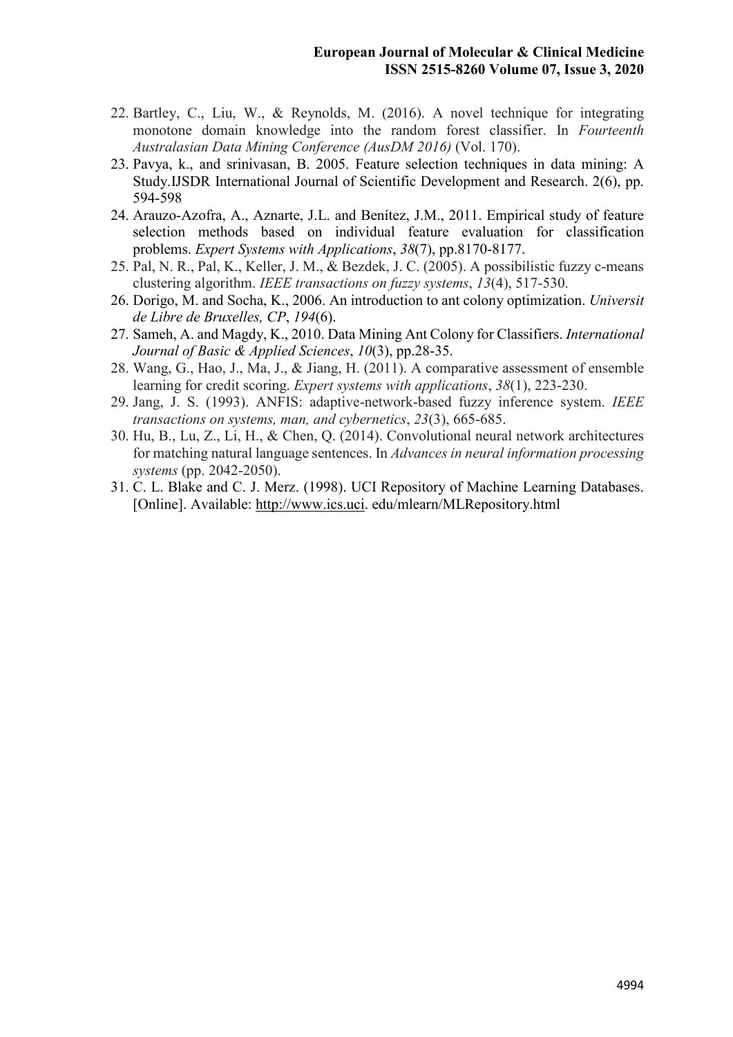22. Bartley, C., Liu, W., & Reynolds, M. (2016). A novel technique for integrating monotone domain knowledge into the random forest classifier. In *Fourteenth Australasian Data Mining Conference (AusDM 2016)* (Vol. 170).
23. Pavya, k., and srinivasan, B. 2005. Feature selection techniques in data mining: A Study.IJSDR International Journal of Scientific Development and Research. 2(6), pp. 594-598
24. Arauzo-Azofra, A., Aznarte, J.L. and Benítez, J.M., 2011. Empirical study of feature selection methods based on individual feature evaluation for classification problems. *Expert Systems with Applications*, *38*(7), pp.8170-8177.
25. Pal, N. R., Pal, K., Keller, J. M., & Bezdek, J. C. (2005). A possibilistic fuzzy c-means clustering algorithm. *IEEE transactions on fuzzy systems*, *13*(4), 517-530.
26. Dorigo, M. and Socha, K., 2006. An introduction to ant colony optimization. *Universit de Libre de Bruxelles, CP*, *194*(6).
27. Sameh, A. and Magdy, K., 2010. Data Mining Ant Colony for Classifiers. *International Journal of Basic & Applied Sciences*, *10*(3), pp.28-35.
28. Wang, G., Hao, J., Ma, J., & Jiang, H. (2011). A comparative assessment of ensemble learning for credit scoring. *Expert systems with applications*, *38*(1), 223-230.
29. Jang, J. S. (1993). ANFIS: adaptive-network-based fuzzy inference system. *IEEE transactions on systems, man, and cybernetics*, *23*(3), 665-685.
30. Hu, B., Lu, Z., Li, H., & Chen, Q. (2014). Convolutional neural network architectures for matching natural language sentences. In *Advances in neural information processing systems* (pp. 2042-2050).
31. C. L. Blake and C. J. Merz. (1998). UCI Repository of Machine Learning Databases. [Online]. Available: http://www.ics.uci. edu/mlearn/MLRepository.html